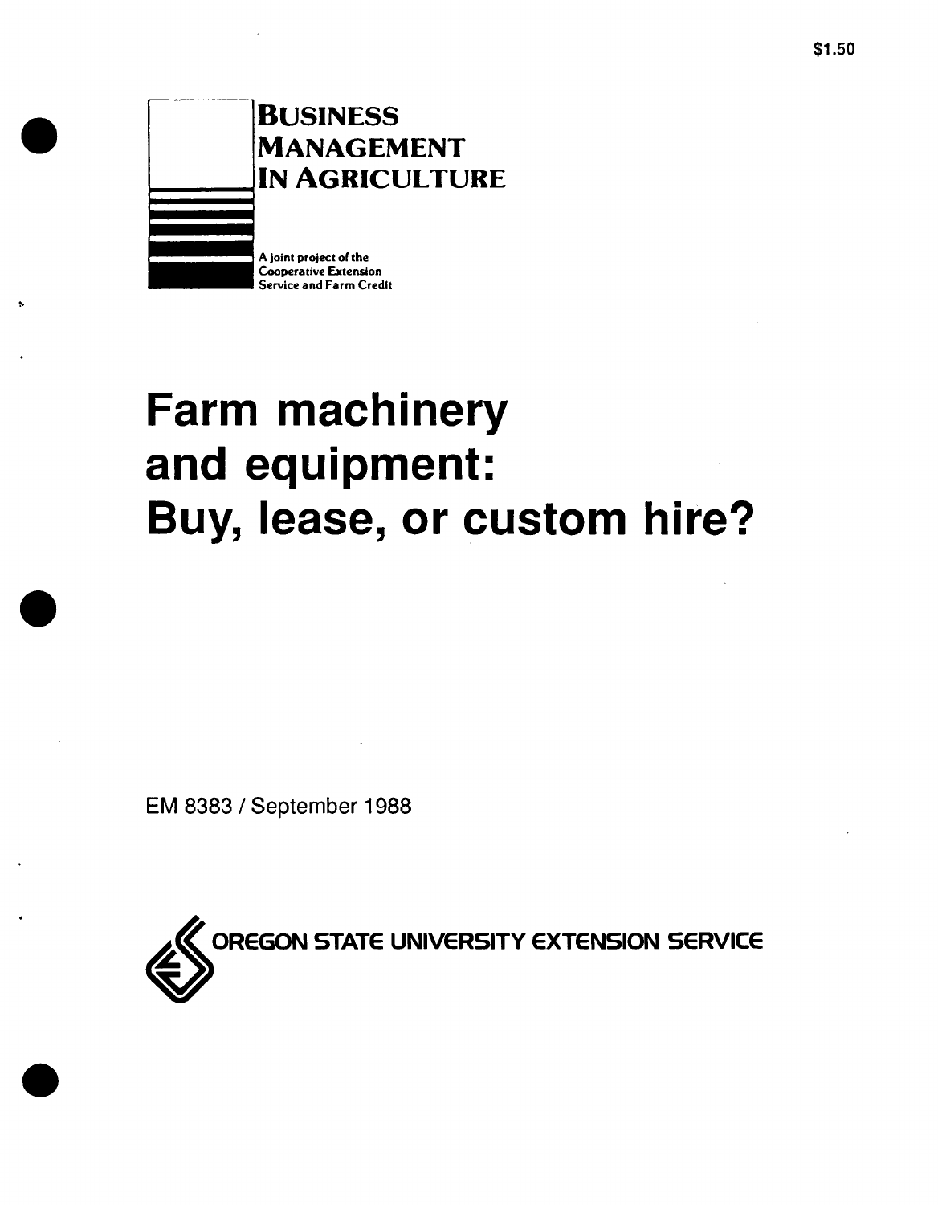$1.50

**BUSINESS MANAGEMENT IN AGRICULTURE**

A joint project of the Cooperative Extension Service and Farm Credit

# Farm machinery and equipment: Buy, lease, or custom hire?

EM 8383 / September 1988

OREGON STATE UNIVERSITY EXTENSION SERVICE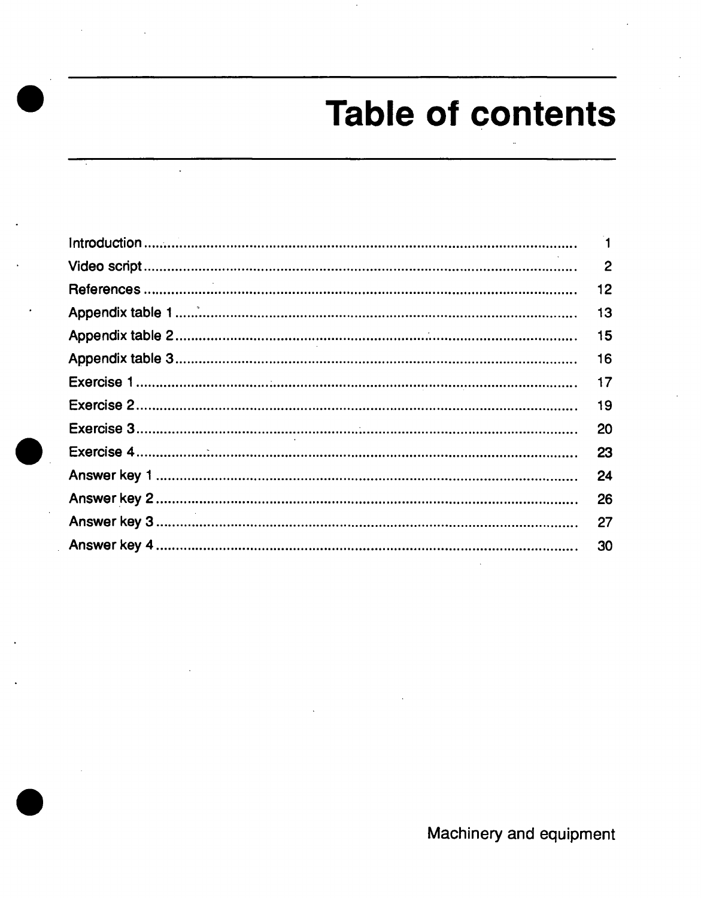# Table of contents

| | |
|---|---|
| Introduction | 1 |
| Video script | 2 |
| References | 12 |
| Appendix table 1 | 13 |
| Appendix table 2 | 15 |
| Appendix table 3 | 16 |
| Exercise 1 | 17 |
| Exercise 2 | 19 |
| Exercise 3 | 20 |
| Exercise 4 | 23 |
| Answer key 1 | 24 |
| Answer key 2 | 26 |
| Answer key 3 | 27 |
| Answer key 4 | 30 |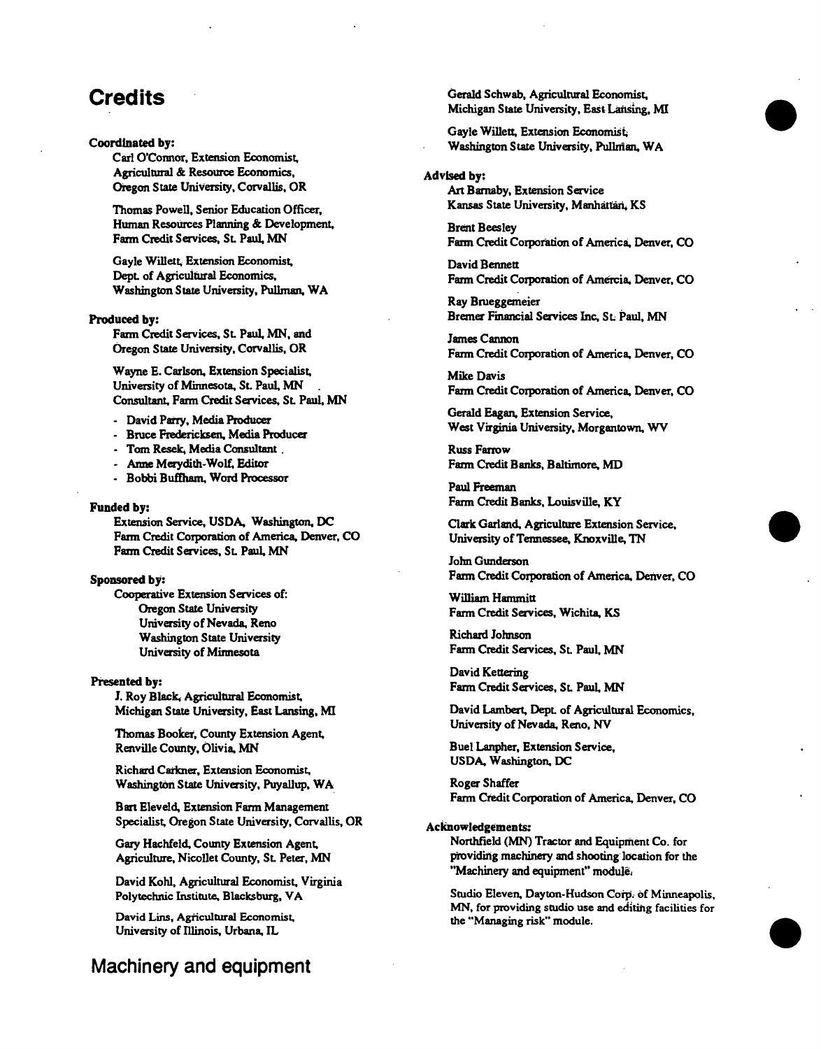# Credits

**Coordinated by:**

Carl O'Connor, Extension Economist, Agricultural & Resource Economics, Oregon State University, Corvallis, OR

Thomas Powell, Senior Education Officer, Human Resources Planning & Development, Farm Credit Services, St. Paul, MN

Gayle Willett, Extension Economist, Dept. of Agricultural Economics, Washington State University, Pullman, WA

**Produced by:**

Farm Credit Services, St. Paul, MN, and Oregon State University, Corvallis, OR

Wayne E. Carlson, Extension Specialist, University of Minnesota, St. Paul, MN
Consultant, Farm Credit Services, St. Paul, MN

- David Parry, Media Producer
- Bruce Fredericksen, Media Producer
- Tom Resek, Media Consultant
- Anne Merydith-Wolf, Editor
- Bobbi Buffham, Word Processor

**Funded by:**

Extension Service, USDA, Washington, DC
Farm Credit Corporation of America, Denver, CO
Farm Credit Services, St. Paul, MN

**Sponsored by:**

Cooperative Extension Services of:
- Oregon State University
- University of Nevada, Reno
- Washington State University
- University of Minnesota

**Presented by:**

J. Roy Black, Agricultural Economist, Michigan State University, East Lansing, MI

Thomas Booker, County Extension Agent, Renville County, Olivia, MN

Richard Carkner, Extension Economist, Washington State University, Puyallup, WA

Bart Eleveld, Extension Farm Management Specialist, Oregon State University, Corvallis, OR

Gary Hachfeld, County Extension Agent, Agriculture, Nicollet County, St. Peter, MN

David Kohl, Agricultural Economist, Virginia Polytechnic Institute, Blacksburg, VA

David Lins, Agricultural Economist, University of Illinois, Urbana, IL

Gerald Schwab, Agricultural Economist, Michigan State University, East Lansing, MI

Gayle Willett, Extension Economist, Washington State University, Pullman, WA

**Advised by:**

Art Barnaby, Extension Service
Kansas State University, Manhattan, KS

Brent Beesley
Farm Credit Corporation of America, Denver, CO

David Bennett
Farm Credit Corporation of Amercia, Denver, CO

Ray Brueggemeier
Bremer Financial Services Inc, St. Paul, MN

James Cannon
Farm Credit Corporation of America, Denver, CO

Mike Davis
Farm Credit Corporation of America, Denver, CO

Gerald Eagan, Extension Service,
West Virginia University, Morgantown, WV

Russ Farrow
Farm Credit Banks, Baltimore, MD

Paul Freeman
Farm Credit Banks, Louisville, KY

Clark Garland, Agriculture Extension Service,
University of Tennessee, Knoxville, TN

John Gunderson
Farm Credit Corporation of America, Denver, CO

William Hammitt
Farm Credit Services, Wichita, KS

Richard Johnson
Farm Credit Services, St. Paul, MN

David Kettering
Farm Credit Services, St. Paul, MN

David Lambert, Dept. of Agricultural Economics,
University of Nevada, Reno, NV

Buel Lanpher, Extension Service,
USDA, Washington, DC

Roger Shaffer
Farm Credit Corporation of America, Denver, CO

**Acknowledgements:**

Northfield (MN) Tractor and Equipment Co. for providing machinery and shooting location for the "Machinery and equipment" module.

Studio Eleven, Dayton-Hudson Corp. of Minneapolis, MN, for providing studio use and editing facilities for the "Managing risk" module.

## Machinery and equipment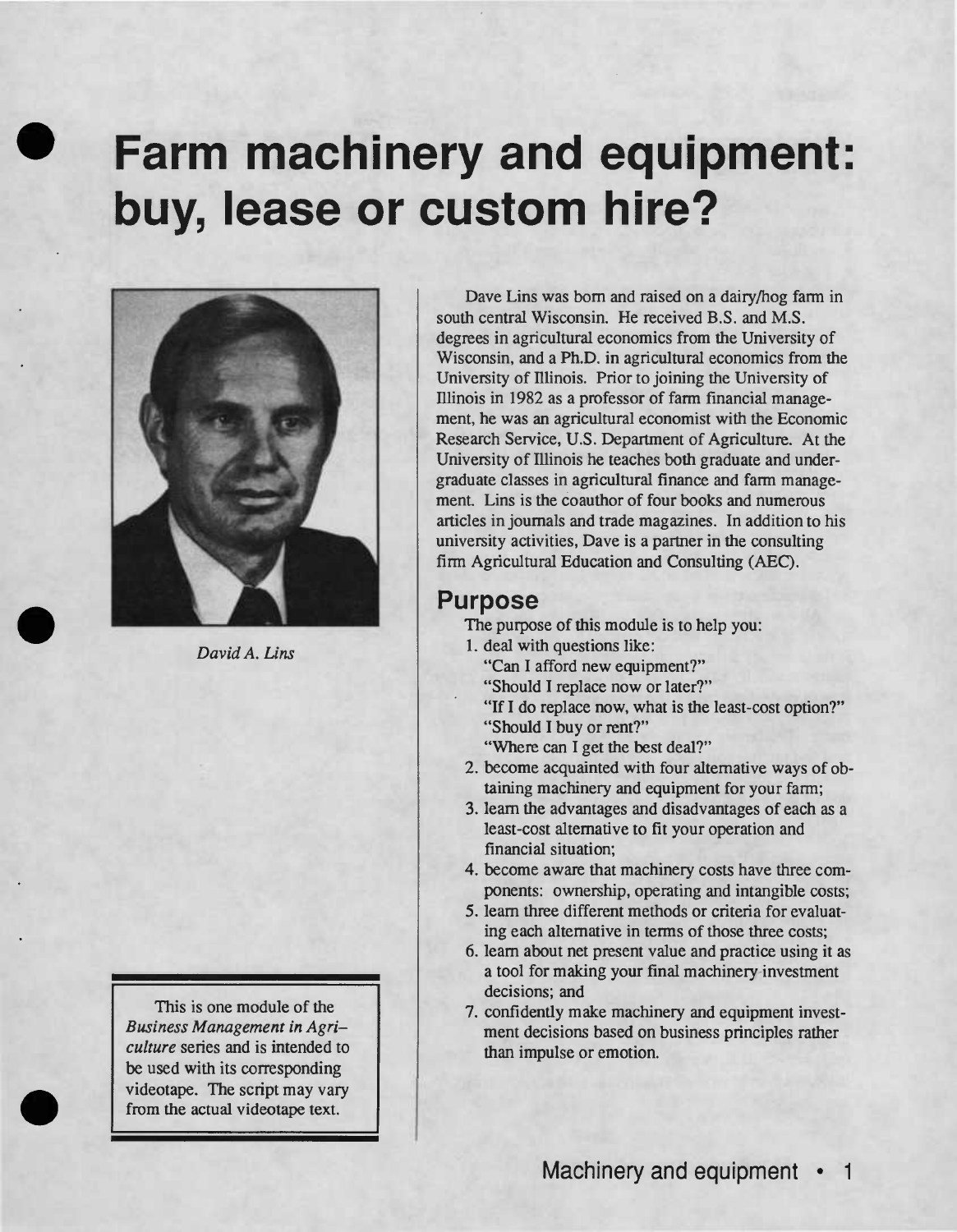# Farm machinery and equipment: buy, lease or custom hire?

*David A. Lins*

Dave Lins was born and raised on a dairy/hog farm in south central Wisconsin. He received B.S. and M.S. degrees in agricultural economics from the University of Wisconsin, and a Ph.D. in agricultural economics from the University of Illinois. Prior to joining the University of Illinois in 1982 as a professor of farm financial management, he was an agricultural economist with the Economic Research Service, U.S. Department of Agriculture. At the University of Illinois he teaches both graduate and undergraduate classes in agricultural finance and farm management. Lins is the coauthor of four books and numerous articles in journals and trade magazines. In addition to his university activities, Dave is a partner in the consulting firm Agricultural Education and Consulting (AEC).

## Purpose

The purpose of this module is to help you:

1. deal with questions like:
   "Can I afford new equipment?"
   "Should I replace now or later?"
   "If I do replace now, what is the least-cost option?"
   "Should I buy or rent?"
   "Where can I get the best deal?"
2. become acquainted with four alternative ways of obtaining machinery and equipment for your farm;
3. learn the advantages and disadvantages of each as a least-cost alternative to fit your operation and financial situation;
4. become aware that machinery costs have three components: ownership, operating and intangible costs;
5. learn three different methods or criteria for evaluating each alternative in terms of those three costs;
6. learn about net present value and practice using it as a tool for making your final machinery investment decisions; and
7. confidently make machinery and equipment investment decisions based on business principles rather than impulse or emotion.

This is one module of the *Business Management in Agriculture* series and is intended to be used with its corresponding videotape. The script may vary from the actual videotape text.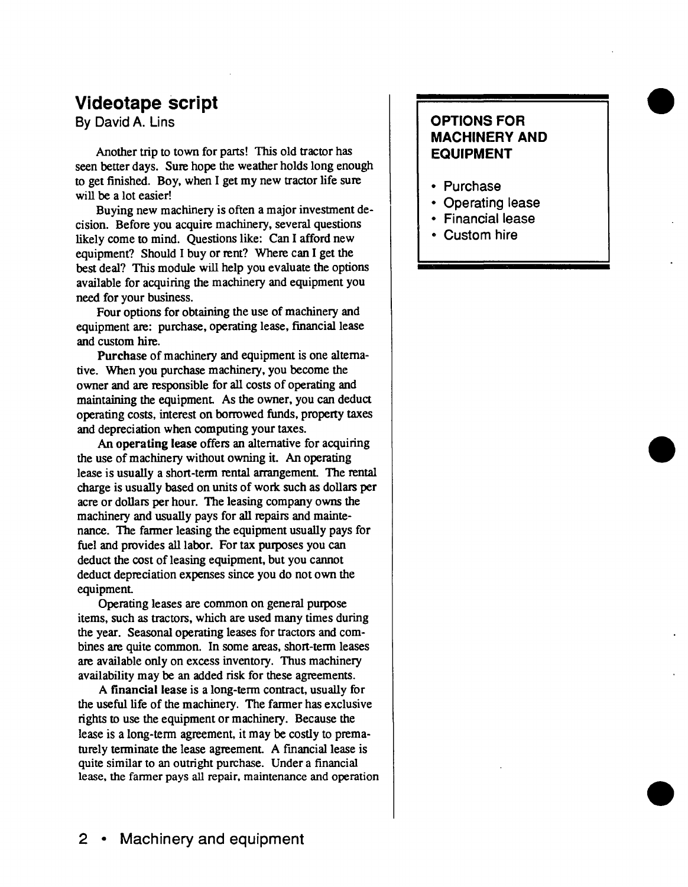## Videotape script

By David A. Lins

Another trip to town for parts! This old tractor has seen better days. Sure hope the weather holds long enough to get finished. Boy, when I get my new tractor life sure will be a lot easier!

Buying new machinery is often a major investment decision. Before you acquire machinery, several questions likely come to mind. Questions like: Can I afford new equipment? Should I buy or rent? Where can I get the best deal? This module will help you evaluate the options available for acquiring the machinery and equipment you need for your business.

Four options for obtaining the use of machinery and equipment are: purchase, operating lease, financial lease and custom hire.

**OPTIONS FOR MACHINERY AND EQUIPMENT**

- Purchase
- Operating lease
- Financial lease
- Custom hire

**Purchase** of machinery and equipment is one alternative. When you purchase machinery, you become the owner and are responsible for all costs of operating and maintaining the equipment. As the owner, you can deduct operating costs, interest on borrowed funds, property taxes and depreciation when computing your taxes.

An **operating lease** offers an alternative for acquiring the use of machinery without owning it. An operating lease is usually a short-term rental arrangement. The rental charge is usually based on units of work such as dollars per acre or dollars per hour. The leasing company owns the machinery and usually pays for all repairs and maintenance. The farmer leasing the equipment usually pays for fuel and provides all labor. For tax purposes you can deduct the cost of leasing equipment, but you cannot deduct depreciation expenses since you do not own the equipment.

Operating leases are common on general purpose items, such as tractors, which are used many times during the year. Seasonal operating leases for tractors and combines are quite common. In some areas, short-term leases are available only on excess inventory. Thus machinery availability may be an added risk for these agreements.

A **financial lease** is a long-term contract, usually for the useful life of the machinery. The farmer has exclusive rights to use the equipment or machinery. Because the lease is a long-term agreement, it may be costly to prematurely terminate the lease agreement. A financial lease is quite similar to an outright purchase. Under a financial lease, the farmer pays all repair, maintenance and operation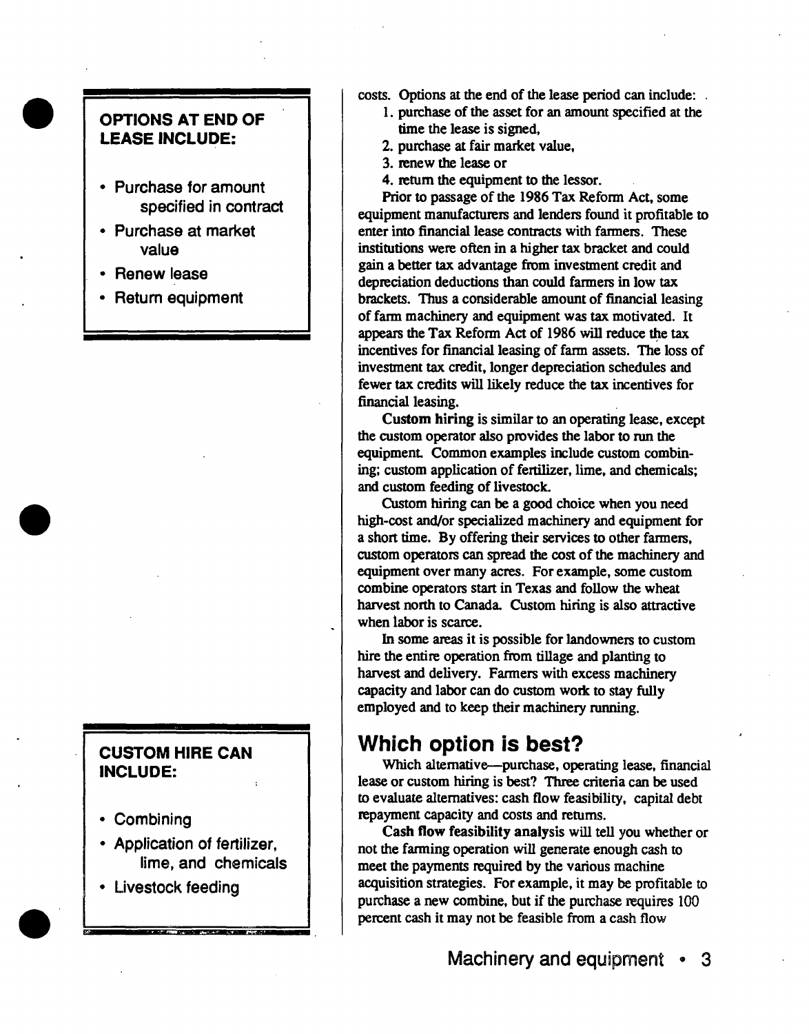> **OPTIONS AT END OF LEASE INCLUDE:**
>
> - Purchase for amount specified in contract
> - Purchase at market value
> - Renew lease
> - Return equipment

costs. Options at the end of the lease period can include:

1. purchase of the asset for an amount specified at the time the lease is signed,
2. purchase at fair market value,
3. renew the lease or
4. return the equipment to the lessor.

Prior to passage of the 1986 Tax Reform Act, some equipment manufacturers and lenders found it profitable to enter into financial lease contracts with farmers. These institutions were often in a higher tax bracket and could gain a better tax advantage from investment credit and depreciation deductions than could farmers in low tax brackets. Thus a considerable amount of financial leasing of farm machinery and equipment was tax motivated. It appears the Tax Reform Act of 1986 will reduce the tax incentives for financial leasing of farm assets. The loss of investment tax credit, longer depreciation schedules and fewer tax credits will likely reduce the tax incentives for financial leasing.

**Custom hiring** is similar to an operating lease, except the custom operator also provides the labor to run the equipment. Common examples include custom combining; custom application of fertilizer, lime, and chemicals; and custom feeding of livestock.

Custom hiring can be a good choice when you need high-cost and/or specialized machinery and equipment for a short time. By offering their services to other farmers, custom operators can spread the cost of the machinery and equipment over many acres. For example, some custom combine operators start in Texas and follow the wheat harvest north to Canada. Custom hiring is also attractive when labor is scarce.

In some areas it is possible for landowners to custom hire the entire operation from tillage and planting to harvest and delivery. Farmers with excess machinery capacity and labor can do custom work to stay fully employed and to keep their machinery running.

> **CUSTOM HIRE CAN INCLUDE:**
>
> - Combining
> - Application of fertilizer, lime, and chemicals
> - Livestock feeding

## Which option is best?

Which alternative—purchase, operating lease, financial lease or custom hiring is best? Three criteria can be used to evaluate alternatives: cash flow feasibility, capital debt repayment capacity and costs and returns.

**Cash flow feasibility analysis** will tell you whether or not the farming operation will generate enough cash to meet the payments required by the various machine acquisition strategies. For example, it may be profitable to purchase a new combine, but if the purchase requires 100 percent cash it may not be feasible from a cash flow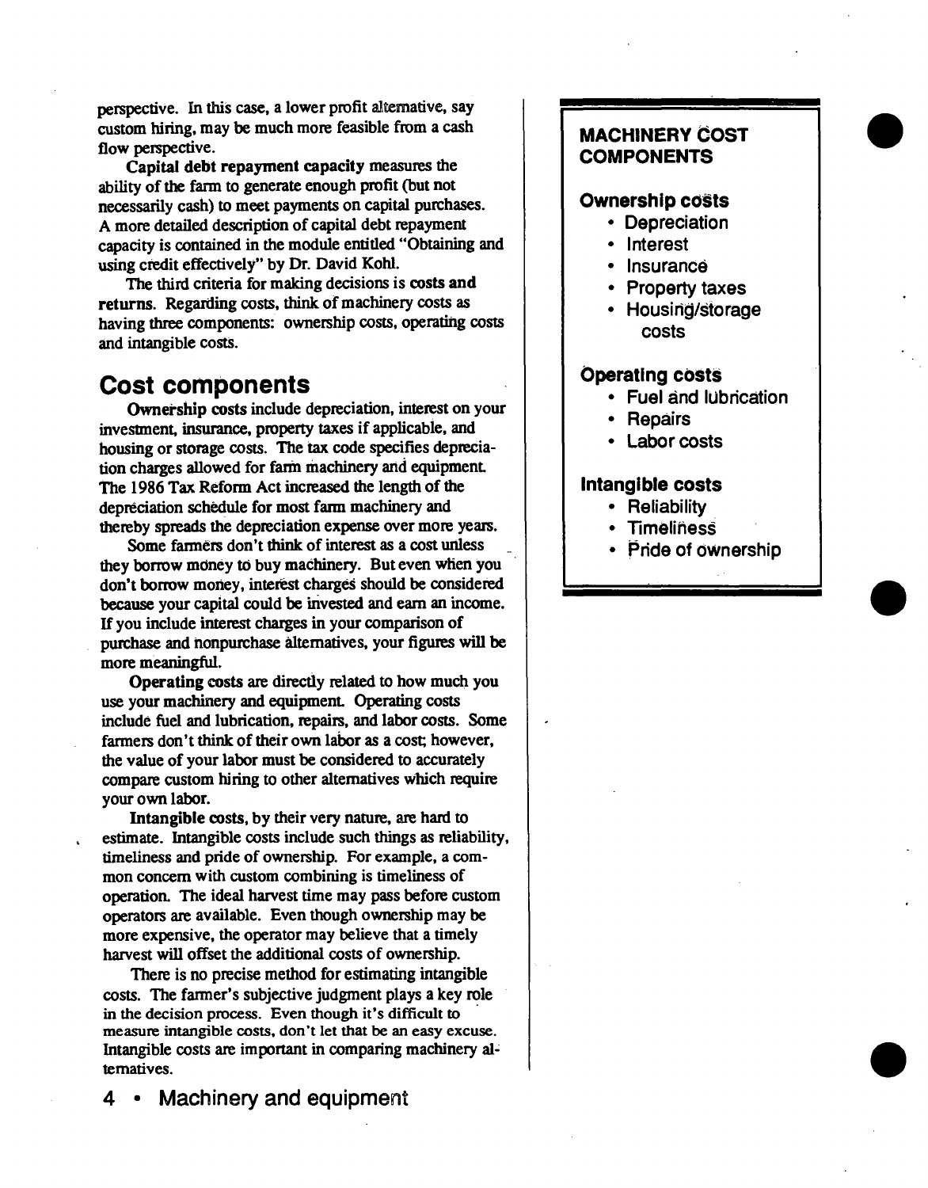perspective. In this case, a lower profit alternative, say custom hiring, may be much more feasible from a cash flow perspective.

**Capital debt repayment capacity** measures the ability of the farm to generate enough profit (but not necessarily cash) to meet payments on capital purchases. A more detailed description of capital debt repayment capacity is contained in the module entitled "Obtaining and using credit effectively" by Dr. David Kohl.

The third criteria for making decisions is **costs and returns**. Regarding costs, think of machinery costs as having three components: ownership costs, operating costs and intangible costs.

## Cost components

**Ownership costs** include depreciation, interest on your investment, insurance, property taxes if applicable, and housing or storage costs. The tax code specifies depreciation charges allowed for farm machinery and equipment. The 1986 Tax Reform Act increased the length of the depreciation schedule for most farm machinery and thereby spreads the depreciation expense over more years.

Some farmers don't think of interest as a cost unless they borrow money to buy machinery. But even when you don't borrow money, interest charges should be considered because your capital could be invested and earn an income. If you include interest charges in your comparison of purchase and nonpurchase alternatives, your figures will be more meaningful.

**Operating costs** are directly related to how much you use your machinery and equipment. Operating costs include fuel and lubrication, repairs, and labor costs. Some farmers don't think of their own labor as a cost; however, the value of your labor must be considered to accurately compare custom hiring to other alternatives which require your own labor.

**Intangible costs**, by their very nature, are hard to estimate. Intangible costs include such things as reliability, timeliness and pride of ownership. For example, a common concern with custom combining is timeliness of operation. The ideal harvest time may pass before custom operators are available. Even though ownership may be more expensive, the operator may believe that a timely harvest will offset the additional costs of ownership.

There is no precise method for estimating intangible costs. The farmer's subjective judgment plays a key role in the decision process. Even though it's difficult to measure intangible costs, don't let that be an easy excuse. Intangible costs are important in comparing machinery alternatives.

### MACHINERY COST COMPONENTS

**Ownership costs**

- Depreciation
- Interest
- Insurance
- Property taxes
- Housing/storage costs

**Operating costs**

- Fuel and lubrication
- Repairs
- Labor costs

**Intangible costs**

- Reliability
- Timeliness
- Pride of ownership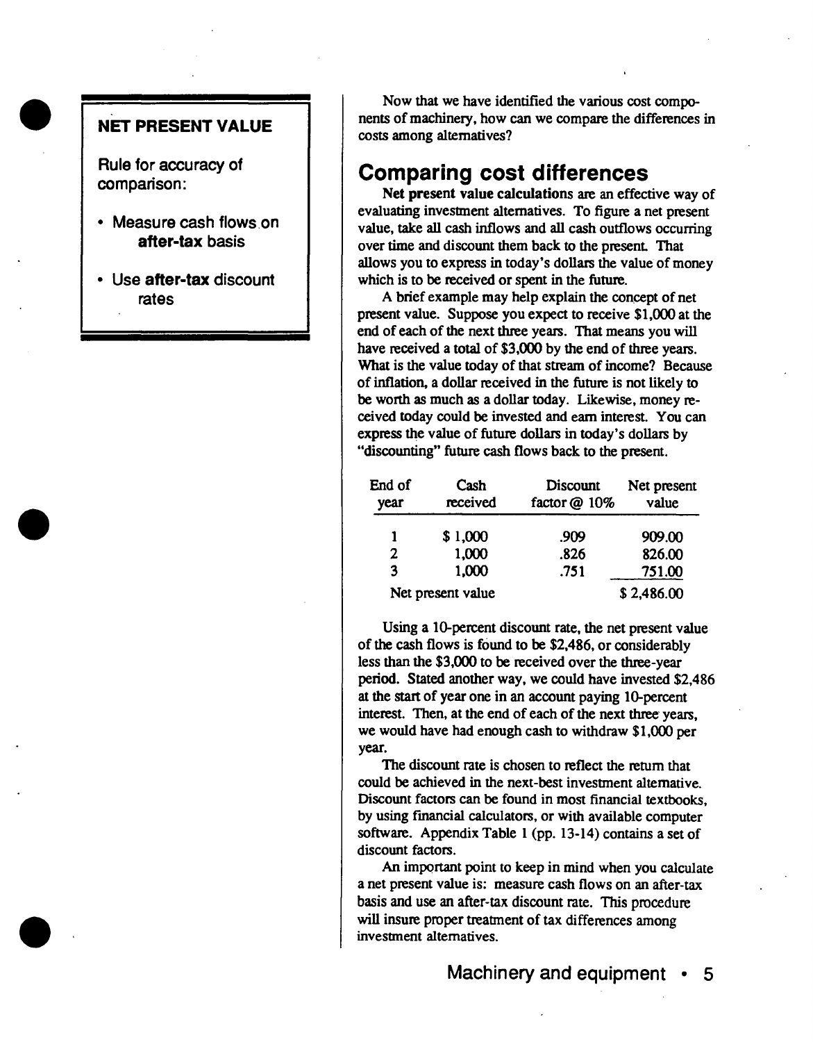**NET PRESENT VALUE**

Rule for accuracy of comparison:

- Measure cash flows on **after-tax** basis
- Use **after-tax** discount rates

Now that we have identified the various cost components of machinery, how can we compare the differences in costs among alternatives?

## Comparing cost differences

**Net present value calculations** are an effective way of evaluating investment alternatives. To figure a net present value, take all cash inflows and all cash outflows occurring over time and discount them back to the present. That allows you to express in today's dollars the value of money which is to be received or spent in the future.

A brief example may help explain the concept of net present value. Suppose you expect to receive $1,000 at the end of each of the next three years. That means you will have received a total of $3,000 by the end of three years. What is the value today of that stream of income? Because of inflation, a dollar received in the future is not likely to be worth as much as a dollar today. Likewise, money received today could be invested and earn interest. You can express the value of future dollars in today's dollars by "discounting" future cash flows back to the present.

| End of year | Cash received | Discount factor @ 10% | Net present value |
|---|---|---|---|
| 1 | $ 1,000 | .909 | 909.00 |
| 2 | 1,000 | .826 | 826.00 |
| 3 | 1,000 | .751 | 751.00 |
| Net present value | | | $ 2,486.00 |

Using a 10-percent discount rate, the net present value of the cash flows is found to be $2,486, or considerably less than the $3,000 to be received over the three-year period. Stated another way, we could have invested $2,486 at the start of year one in an account paying 10-percent interest. Then, at the end of each of the next three years, we would have had enough cash to withdraw $1,000 per year.

The discount rate is chosen to reflect the return that could be achieved in the next-best investment alternative. Discount factors can be found in most financial textbooks, by using financial calculators, or with available computer software. Appendix Table 1 (pp. 13-14) contains a set of discount factors.

An important point to keep in mind when you calculate a net present value is: measure cash flows on an after-tax basis and use an after-tax discount rate. This procedure will insure proper treatment of tax differences among investment alternatives.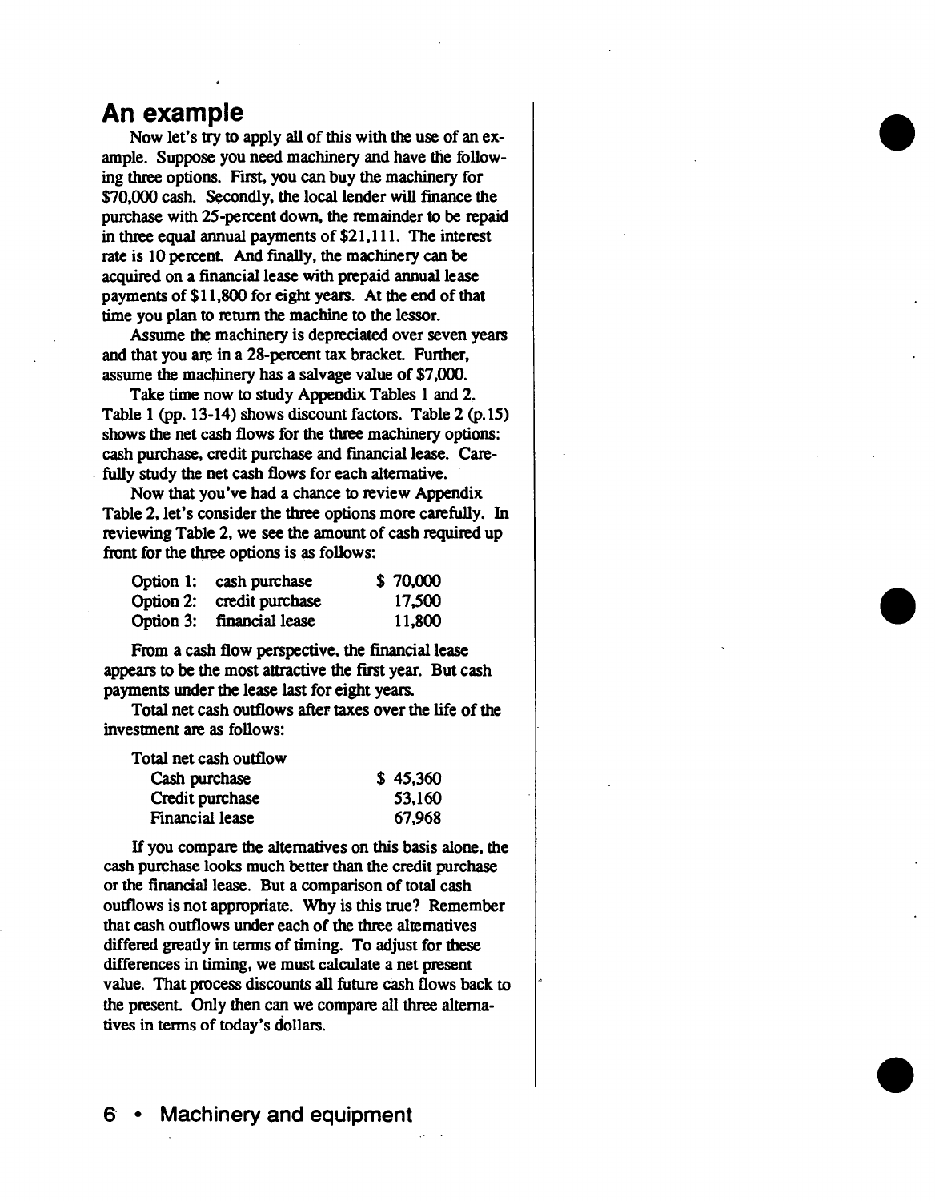## An example

Now let's try to apply all of this with the use of an example. Suppose you need machinery and have the following three options. First, you can buy the machinery for $70,000 cash. Secondly, the local lender will finance the purchase with 25-percent down, the remainder to be repaid in three equal annual payments of $21,111. The interest rate is 10 percent. And finally, the machinery can be acquired on a financial lease with prepaid annual lease payments of $11,800 for eight years. At the end of that time you plan to return the machine to the lessor.

Assume the machinery is depreciated over seven years and that you are in a 28-percent tax bracket. Further, assume the machinery has a salvage value of $7,000.

Take time now to study Appendix Tables 1 and 2. Table 1 (pp. 13-14) shows discount factors. Table 2 (p.15) shows the net cash flows for the three machinery options: cash purchase, credit purchase and financial lease. Carefully study the net cash flows for each alternative.

Now that you've had a chance to review Appendix Table 2, let's consider the three options more carefully. In reviewing Table 2, we see the amount of cash required up front for the three options is as follows:

| | | |
|---|---|---|
| Option 1: | cash purchase | $ 70,000 |
| Option 2: | credit purchase | 17,500 |
| Option 3: | financial lease | 11,800 |

From a cash flow perspective, the financial lease appears to be the most attractive the first year. But cash payments under the lease last for eight years.

Total net cash outflows after taxes over the life of the investment are as follows:

| Total net cash outflow | |
|---|---|
| Cash purchase | $ 45,360 |
| Credit purchase | 53,160 |
| Financial lease | 67,968 |

If you compare the alternatives on this basis alone, the cash purchase looks much better than the credit purchase or the financial lease. But a comparison of total cash outflows is not appropriate. Why is this true? Remember that cash outflows under each of the three alternatives differed greatly in terms of timing. To adjust for these differences in timing, we must calculate a net present value. That process discounts all future cash flows back to the present. Only then can we compare all three alternatives in terms of today's dollars.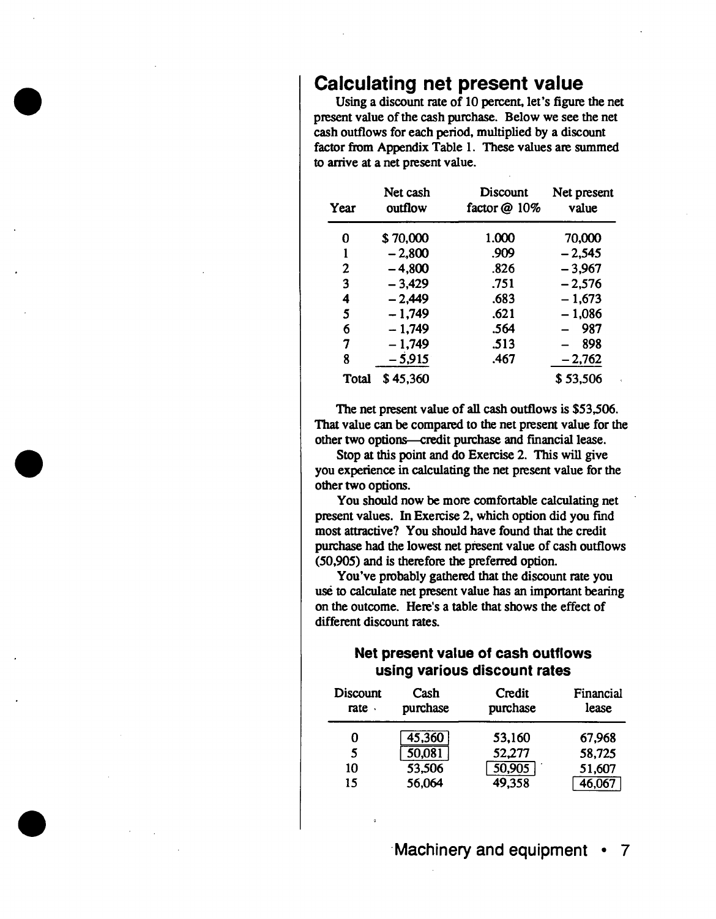## Calculating net present value

Using a discount rate of 10 percent, let's figure the net present value of the cash purchase. Below we see the net cash outflows for each period, multiplied by a discount factor from Appendix Table 1. These values are summed to arrive at a net present value.

| Year | Net cash outflow | Discount factor @ 10% | Net present value |
|---|---|---|---|
| 0 | $ 70,000 | 1.000 | 70,000 |
| 1 | – 2,800 | .909 | – 2,545 |
| 2 | – 4,800 | .826 | – 3,967 |
| 3 | – 3,429 | .751 | – 2,576 |
| 4 | – 2,449 | .683 | – 1,673 |
| 5 | – 1,749 | .621 | – 1,086 |
| 6 | – 1,749 | .564 | – 987 |
| 7 | – 1,749 | .513 | – 898 |
| 8 | – 5,915 | .467 | – 2,762 |
| Total | $ 45,360 | | $ 53,506 |

The net present value of all cash outflows is $53,506. That value can be compared to the net present value for the other two options—credit purchase and financial lease.

Stop at this point and do Exercise 2. This will give you experience in calculating the net present value for the other two options.

You should now be more comfortable calculating net present values. In Exercise 2, which option did you find most attractive? You should have found that the credit purchase had the lowest net present value of cash outflows (50,905) and is therefore the preferred option.

You've probably gathered that the discount rate you use to calculate net present value has an important bearing on the outcome. Here's a table that shows the effect of different discount rates.

### Net present value of cash outflows using various discount rates

| Discount rate | Cash purchase | Credit purchase | Financial lease |
|---|---|---|---|
| 0 | **45,360** | 53,160 | 67,968 |
| 5 | **50,081** | 52,277 | 58,725 |
| 10 | 53,506 | **50,905** | 51,607 |
| 15 | 56,064 | 49,358 | **46,067** |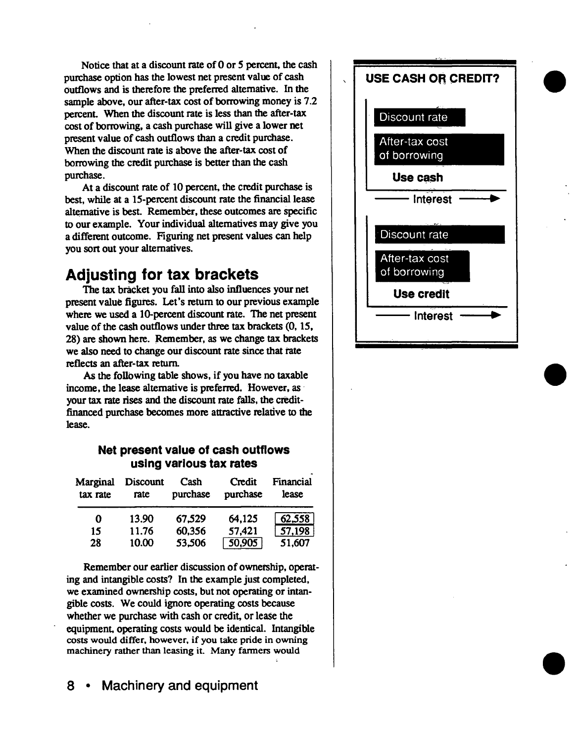Notice that at a discount rate of 0 or 5 percent, the cash purchase option has the lowest net present value of cash outflows and is therefore the preferred alternative. In the sample above, our after-tax cost of borrowing money is 7.2 percent. When the discount rate is less than the after-tax cost of borrowing, a cash purchase will give a lower net present value of cash outflows than a credit purchase. When the discount rate is above the after-tax cost of borrowing the credit purchase is better than the cash purchase.

At a discount rate of 10 percent, the credit purchase is best, while at a 15-percent discount rate the financial lease alternative is best. Remember, these outcomes are specific to our example. Your individual alternatives may give you a different outcome. Figuring net present values can help you sort out your alternatives.

## Adjusting for tax brackets

The tax bracket you fall into also influences your net present value figures. Let's return to our previous example where we used a 10-percent discount rate. The net present value of the cash outflows under three tax brackets (0, 15, 28) are shown here. Remember, as we change tax brackets we also need to change our discount rate since that rate reflects an after-tax return.

As the following table shows, if you have no taxable income, the lease alternative is preferred. However, as your tax rate rises and the discount rate falls, the credit-financed purchase becomes more attractive relative to the lease.

**Net present value of cash outflows using various tax rates**

| Marginal tax rate | Discount rate | Cash purchase | Credit purchase | Financial lease |
|---|---|---|---|---|
| 0 | 13.90 | 67,529 | 64,125 | **62,558** |
| 15 | 11.76 | 60,356 | 57,421 | **57,198** |
| 28 | 10.00 | 53,506 | **50,905** | 51,607 |

Remember our earlier discussion of ownership, operating and intangible costs? In the example just completed, we examined ownership costs, but not operating or intangible costs. We could ignore operating costs because whether we purchase with cash or credit, or lease the equipment, operating costs would be identical. Intangible costs would differ, however, if you take pride in owning machinery rather than leasing it. Many farmers would

**USE CASH OR CREDIT?**

Discount rate

After-tax cost of borrowing

**Use cash**

Interest

Discount rate

After-tax cost of borrowing

**Use credit**

Interest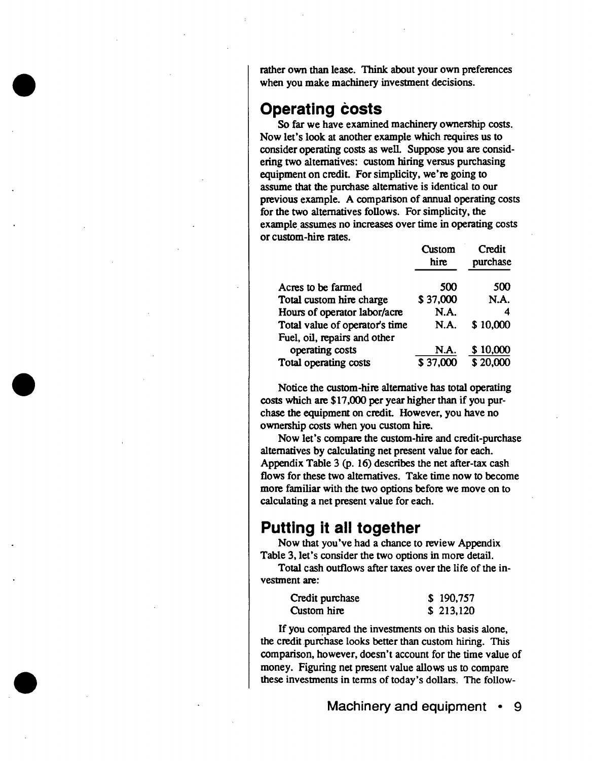rather own than lease. Think about your own preferences when you make machinery investment decisions.

## Operating costs

So far we have examined machinery ownership costs. Now let's look at another example which requires us to consider operating costs as well. Suppose you are considering two alternatives: custom hiring versus purchasing equipment on credit. For simplicity, we're going to assume that the purchase alternative is identical to our previous example. A comparison of annual operating costs for the two alternatives follows. For simplicity, the example assumes no increases over time in operating costs or custom-hire rates.

| | Custom hire | Credit purchase |
|---|---|---|
| Acres to be farmed | 500 | 500 |
| Total custom hire charge | $ 37,000 | N.A. |
| Hours of operator labor/acre | N.A. | 4 |
| Total value of operator's time | N.A. | $ 10,000 |
| Fuel, oil, repairs and other operating costs | N.A. | $ 10,000 |
| Total operating costs | $ 37,000 | $ 20,000 |

Notice the custom-hire alternative has total operating costs which are $17,000 per year higher than if you purchase the equipment on credit. However, you have no ownership costs when you custom hire.

Now let's compare the custom-hire and credit-purchase alternatives by calculating net present value for each. Appendix Table 3 (p. 16) describes the net after-tax cash flows for these two alternatives. Take time now to become more familiar with the two options before we move on to calculating a net present value for each.

## Putting it all together

Now that you've had a chance to review Appendix Table 3, let's consider the two options in more detail.

Total cash outflows after taxes over the life of the investment are:

| | |
|---|---|
| Credit purchase | $ 190,757 |
| Custom hire | $ 213,120 |

If you compared the investments on this basis alone, the credit purchase looks better than custom hiring. This comparison, however, doesn't account for the time value of money. Figuring net present value allows us to compare these investments in terms of today's dollars. The follow-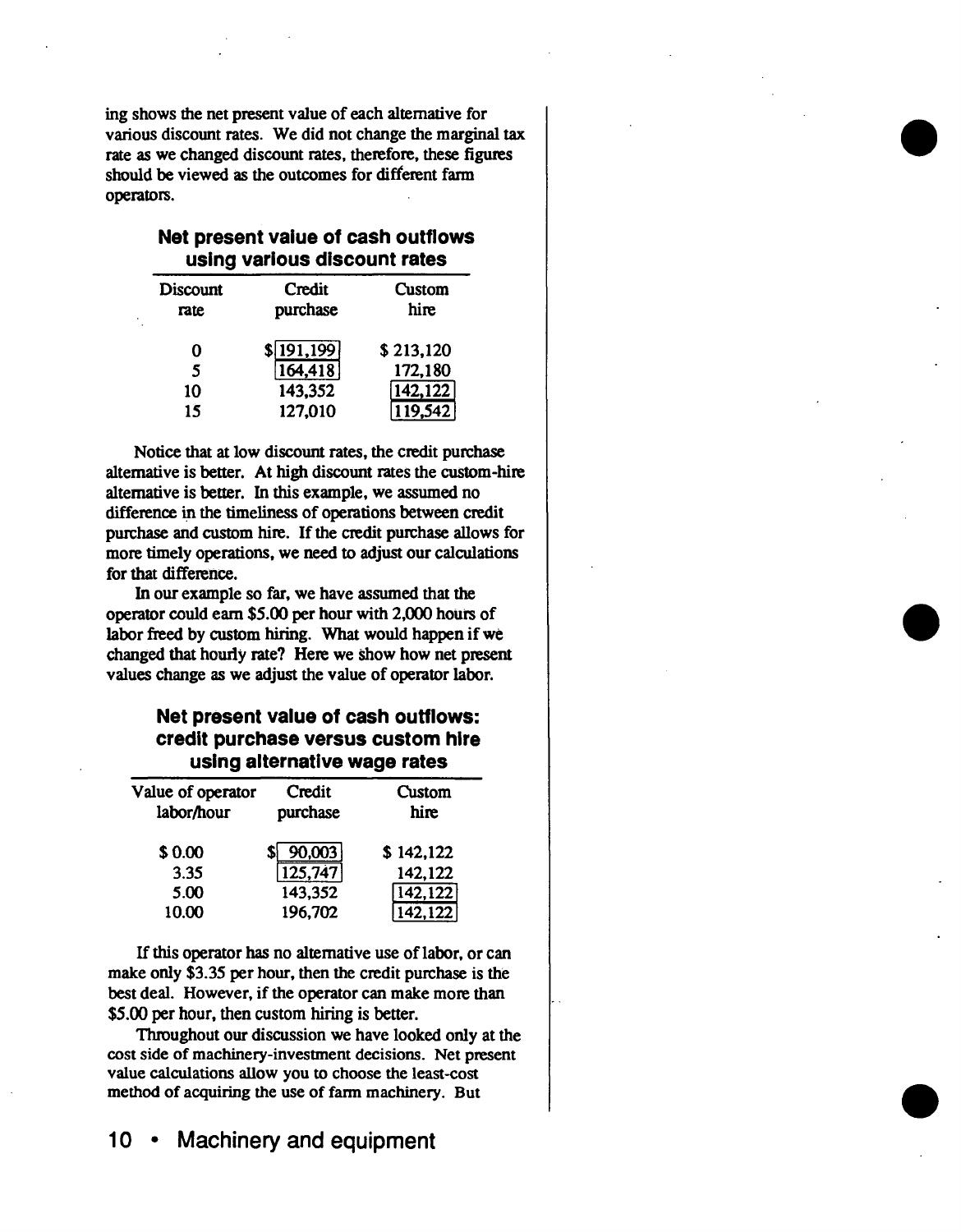ing shows the net present value of each alternative for various discount rates. We did not change the marginal tax rate as we changed discount rates, therefore, these figures should be viewed as the outcomes for different farm operators.

### Net present value of cash outflows using various discount rates

| Discount rate | Credit purchase | Custom hire |
|---|---|---|
| 0 | $ 191,199 | $ 213,120 |
| 5 | 164,418 | 172,180 |
| 10 | 143,352 | 142,122 |
| 15 | 127,010 | 119,542 |

Notice that at low discount rates, the credit purchase alternative is better. At high discount rates the custom-hire alternative is better. In this example, we assumed no difference in the timeliness of operations between credit purchase and custom hire. If the credit purchase allows for more timely operations, we need to adjust our calculations for that difference.

In our example so far, we have assumed that the operator could earn $5.00 per hour with 2,000 hours of labor freed by custom hiring. What would happen if we changed that hourly rate? Here we show how net present values change as we adjust the value of operator labor.

### Net present value of cash outflows: credit purchase versus custom hire using alternative wage rates

| Value of operator labor/hour | Credit purchase | Custom hire |
|---|---|---|
| $ 0.00 | $ 90,003 | $ 142,122 |
| 3.35 | 125,747 | 142,122 |
| 5.00 | 143,352 | 142,122 |
| 10.00 | 196,702 | 142,122 |

If this operator has no alternative use of labor, or can make only $3.35 per hour, then the credit purchase is the best deal. However, if the operator can make more than $5.00 per hour, then custom hiring is better.

Throughout our discussion we have looked only at the cost side of machinery-investment decisions. Net present value calculations allow you to choose the least-cost method of acquiring the use of farm machinery. But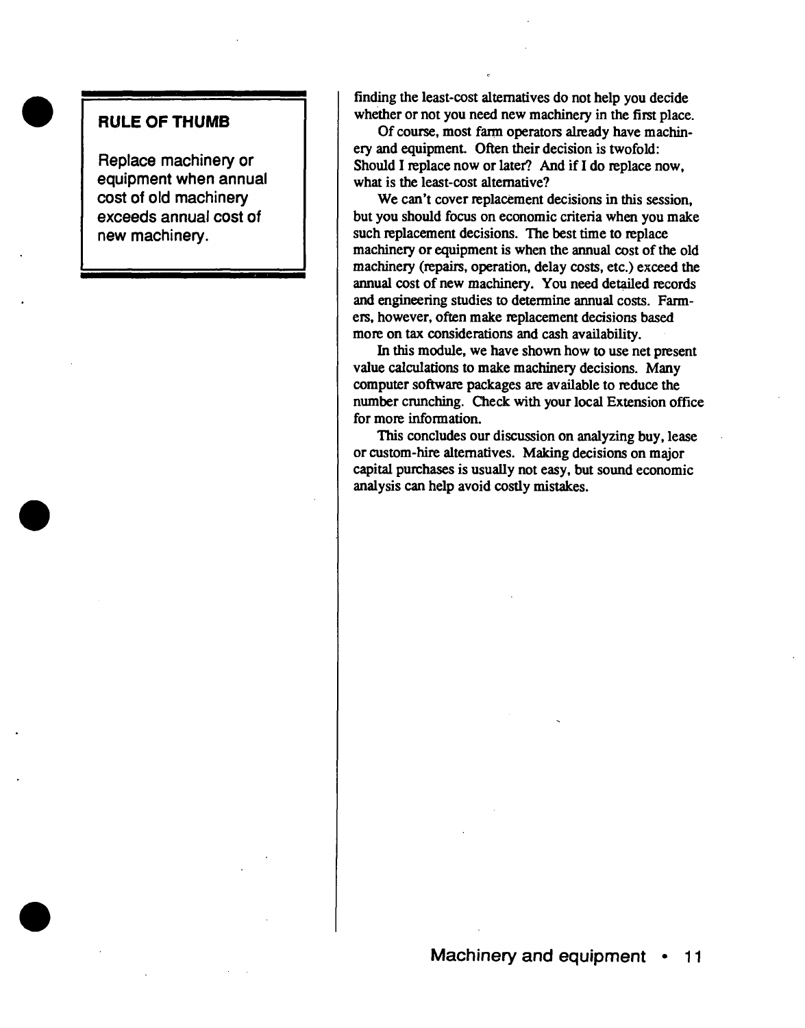**RULE OF THUMB**

Replace machinery or equipment when annual cost of old machinery exceeds annual cost of new machinery.

finding the least-cost alternatives do not help you decide whether or not you need new machinery in the first place.

Of course, most farm operators already have machinery and equipment. Often their decision is twofold: Should I replace now or later? And if I do replace now, what is the least-cost alternative?

We can't cover replacement decisions in this session, but you should focus on economic criteria when you make such replacement decisions. The best time to replace machinery or equipment is when the annual cost of the old machinery (repairs, operation, delay costs, etc.) exceed the annual cost of new machinery. You need detailed records and engineering studies to determine annual costs. Farmers, however, often make replacement decisions based more on tax considerations and cash availability.

In this module, we have shown how to use net present value calculations to make machinery decisions. Many computer software packages are available to reduce the number crunching. Check with your local Extension office for more information.

This concludes our discussion on analyzing buy, lease or custom-hire alternatives. Making decisions on major capital purchases is usually not easy, but sound economic analysis can help avoid costly mistakes.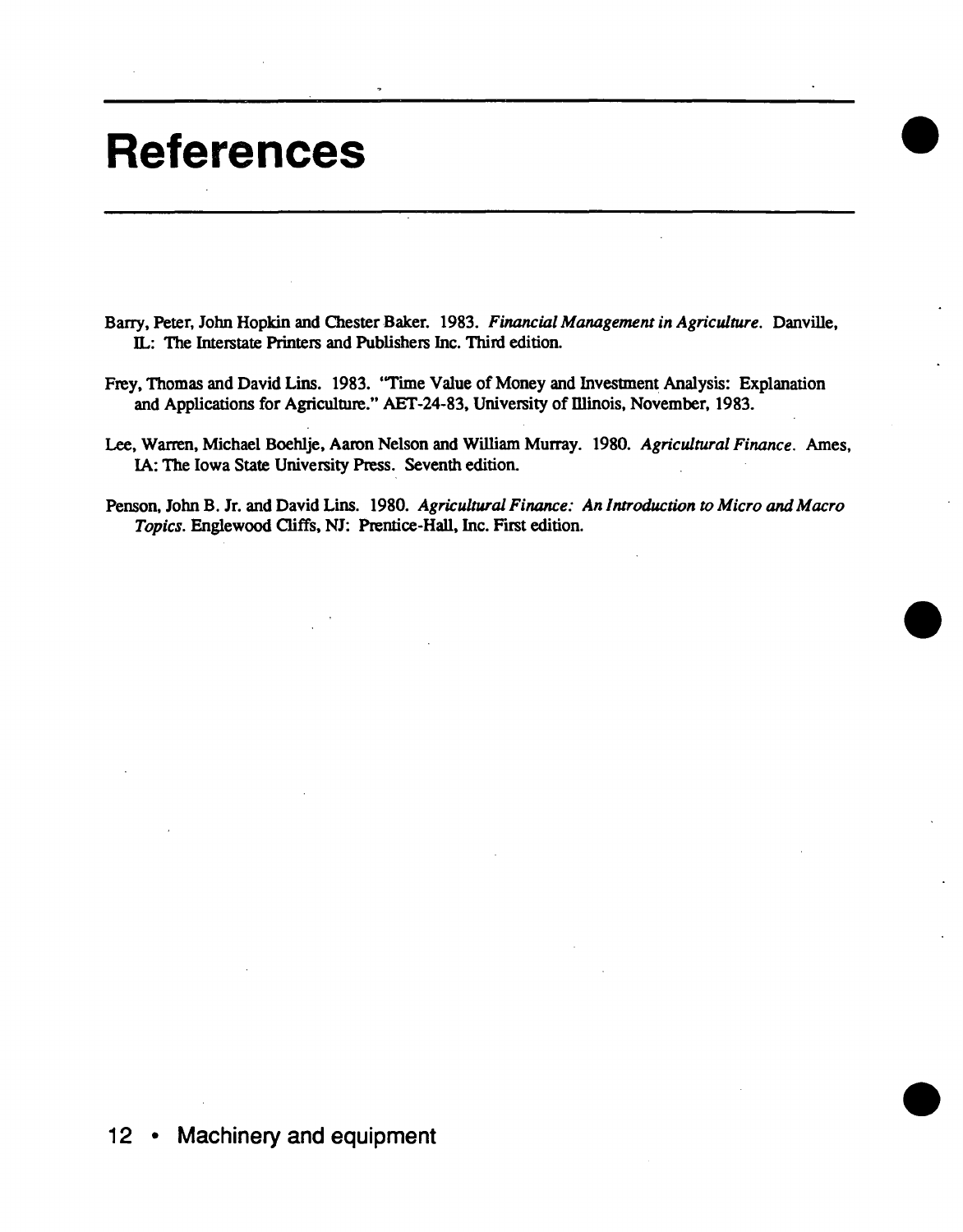# References

Barry, Peter, John Hopkin and Chester Baker. 1983. *Financial Management in Agriculture*. Danville, IL: The Interstate Printers and Publishers Inc. Third edition.

Frey, Thomas and David Lins. 1983. "Time Value of Money and Investment Analysis: Explanation and Applications for Agriculture." AET-24-83, University of Illinois, November, 1983.

Lee, Warren, Michael Boehlje, Aaron Nelson and William Murray. 1980. *Agricultural Finance*. Ames, IA: The Iowa State University Press. Seventh edition.

Penson, John B. Jr. and David Lins. 1980. *Agricultural Finance: An Introduction to Micro and Macro Topics*. Englewood Cliffs, NJ: Prentice-Hall, Inc. First edition.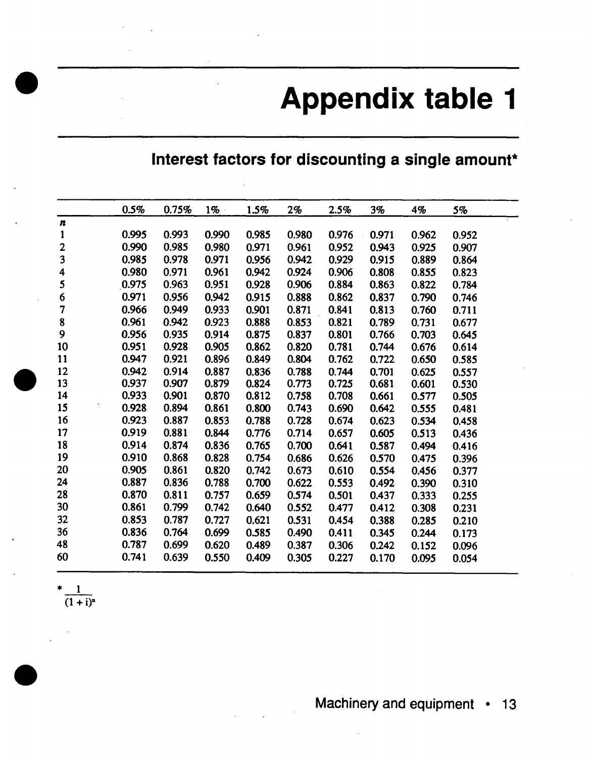# Appendix table 1

## Interest factors for discounting a single amount*

| n | 0.5% | 0.75% | 1% | 1.5% | 2% | 2.5% | 3% | 4% | 5% |
|---|---|---|---|---|---|---|---|---|---|
| 1 | 0.995 | 0.993 | 0.990 | 0.985 | 0.980 | 0.976 | 0.971 | 0.962 | 0.952 |
| 2 | 0.990 | 0.985 | 0.980 | 0.971 | 0.961 | 0.952 | 0.943 | 0.925 | 0.907 |
| 3 | 0.985 | 0.978 | 0.971 | 0.956 | 0.942 | 0.929 | 0.915 | 0.889 | 0.864 |
| 4 | 0.980 | 0.971 | 0.961 | 0.942 | 0.924 | 0.906 | 0.808 | 0.855 | 0.823 |
| 5 | 0.975 | 0.963 | 0.951 | 0.928 | 0.906 | 0.884 | 0.863 | 0.822 | 0.784 |
| 6 | 0.971 | 0.956 | 0.942 | 0.915 | 0.888 | 0.862 | 0.837 | 0.790 | 0.746 |
| 7 | 0.966 | 0.949 | 0.933 | 0.901 | 0.871 | 0.841 | 0.813 | 0.760 | 0.711 |
| 8 | 0.961 | 0.942 | 0.923 | 0.888 | 0.853 | 0.821 | 0.789 | 0.731 | 0.677 |
| 9 | 0.956 | 0.935 | 0.914 | 0.875 | 0.837 | 0.801 | 0.766 | 0.703 | 0.645 |
| 10 | 0.951 | 0.928 | 0.905 | 0.862 | 0.820 | 0.781 | 0.744 | 0.676 | 0.614 |
| 11 | 0.947 | 0.921 | 0.896 | 0.849 | 0.804 | 0.762 | 0.722 | 0.650 | 0.585 |
| 12 | 0.942 | 0.914 | 0.887 | 0.836 | 0.788 | 0.744 | 0.701 | 0.625 | 0.557 |
| 13 | 0.937 | 0.907 | 0.879 | 0.824 | 0.773 | 0.725 | 0.681 | 0.601 | 0.530 |
| 14 | 0.933 | 0.901 | 0.870 | 0.812 | 0.758 | 0.708 | 0.661 | 0.577 | 0.505 |
| 15 | 0.928 | 0.894 | 0.861 | 0.800 | 0.743 | 0.690 | 0.642 | 0.555 | 0.481 |
| 16 | 0.923 | 0.887 | 0.853 | 0.788 | 0.728 | 0.674 | 0.623 | 0.534 | 0.458 |
| 17 | 0.919 | 0.881 | 0.844 | 0.776 | 0.714 | 0.657 | 0.605 | 0.513 | 0.436 |
| 18 | 0.914 | 0.874 | 0.836 | 0.765 | 0.700 | 0.641 | 0.587 | 0.494 | 0.416 |
| 19 | 0.910 | 0.868 | 0.828 | 0.754 | 0.686 | 0.626 | 0.570 | 0.475 | 0.396 |
| 20 | 0.905 | 0.861 | 0.820 | 0.742 | 0.673 | 0.610 | 0.554 | 0.456 | 0.377 |
| 24 | 0.887 | 0.836 | 0.788 | 0.700 | 0.622 | 0.553 | 0.492 | 0.390 | 0.310 |
| 28 | 0.870 | 0.811 | 0.757 | 0.659 | 0.574 | 0.501 | 0.437 | 0.333 | 0.255 |
| 30 | 0.861 | 0.799 | 0.742 | 0.640 | 0.552 | 0.477 | 0.412 | 0.308 | 0.231 |
| 32 | 0.853 | 0.787 | 0.727 | 0.621 | 0.531 | 0.454 | 0.388 | 0.285 | 0.210 |
| 36 | 0.836 | 0.764 | 0.699 | 0.585 | 0.490 | 0.411 | 0.345 | 0.244 | 0.173 |
| 48 | 0.787 | 0.699 | 0.620 | 0.489 | 0.387 | 0.306 | 0.242 | 0.152 | 0.096 |
| 60 | 0.741 | 0.639 | 0.550 | 0.409 | 0.305 | 0.227 | 0.170 | 0.095 | 0.054 |

* $\frac{1}{(1+i)^n}$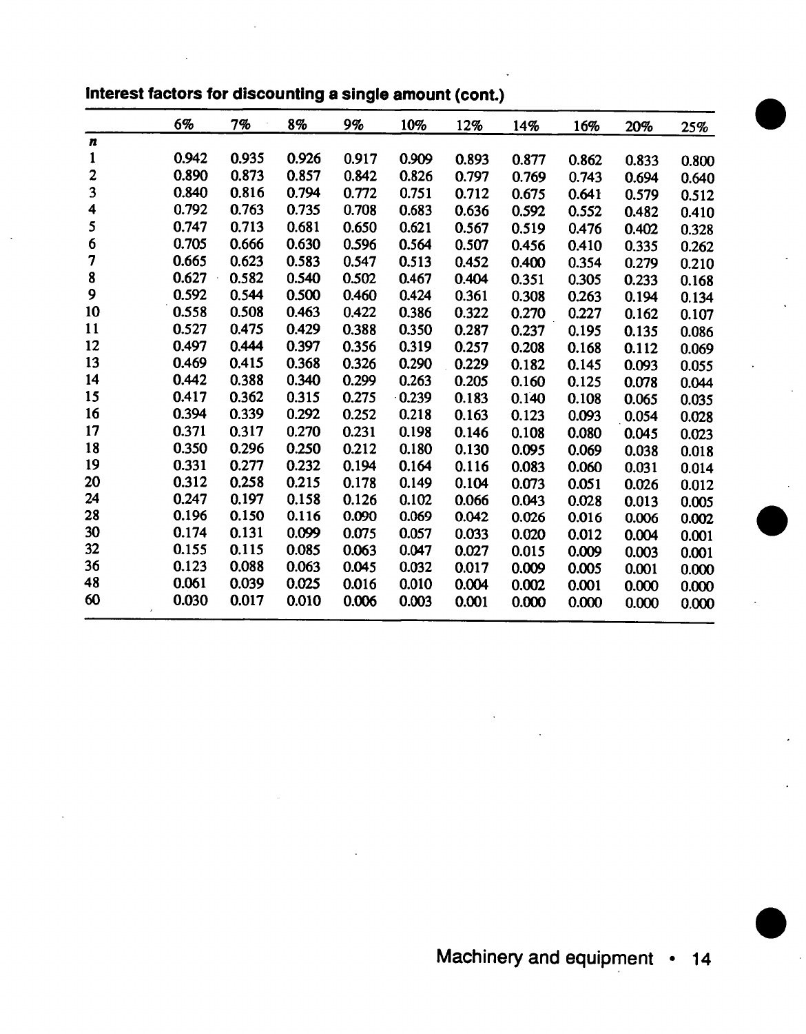**Interest factors for discounting a single amount (cont.)**

| n | 6% | 7% | 8% | 9% | 10% | 12% | 14% | 16% | 20% | 25% |
|---|---|---|---|---|---|---|---|---|---|---|
| 1 | 0.942 | 0.935 | 0.926 | 0.917 | 0.909 | 0.893 | 0.877 | 0.862 | 0.833 | 0.800 |
| 2 | 0.890 | 0.873 | 0.857 | 0.842 | 0.826 | 0.797 | 0.769 | 0.743 | 0.694 | 0.640 |
| 3 | 0.840 | 0.816 | 0.794 | 0.772 | 0.751 | 0.712 | 0.675 | 0.641 | 0.579 | 0.512 |
| 4 | 0.792 | 0.763 | 0.735 | 0.708 | 0.683 | 0.636 | 0.592 | 0.552 | 0.482 | 0.410 |
| 5 | 0.747 | 0.713 | 0.681 | 0.650 | 0.621 | 0.567 | 0.519 | 0.476 | 0.402 | 0.328 |
| 6 | 0.705 | 0.666 | 0.630 | 0.596 | 0.564 | 0.507 | 0.456 | 0.410 | 0.335 | 0.262 |
| 7 | 0.665 | 0.623 | 0.583 | 0.547 | 0.513 | 0.452 | 0.400 | 0.354 | 0.279 | 0.210 |
| 8 | 0.627 | 0.582 | 0.540 | 0.502 | 0.467 | 0.404 | 0.351 | 0.305 | 0.233 | 0.168 |
| 9 | 0.592 | 0.544 | 0.500 | 0.460 | 0.424 | 0.361 | 0.308 | 0.263 | 0.194 | 0.134 |
| 10 | 0.558 | 0.508 | 0.463 | 0.422 | 0.386 | 0.322 | 0.270 | 0.227 | 0.162 | 0.107 |
| 11 | 0.527 | 0.475 | 0.429 | 0.388 | 0.350 | 0.287 | 0.237 | 0.195 | 0.135 | 0.086 |
| 12 | 0.497 | 0.444 | 0.397 | 0.356 | 0.319 | 0.257 | 0.208 | 0.168 | 0.112 | 0.069 |
| 13 | 0.469 | 0.415 | 0.368 | 0.326 | 0.290 | 0.229 | 0.182 | 0.145 | 0.093 | 0.055 |
| 14 | 0.442 | 0.388 | 0.340 | 0.299 | 0.263 | 0.205 | 0.160 | 0.125 | 0.078 | 0.044 |
| 15 | 0.417 | 0.362 | 0.315 | 0.275 | 0.239 | 0.183 | 0.140 | 0.108 | 0.065 | 0.035 |
| 16 | 0.394 | 0.339 | 0.292 | 0.252 | 0.218 | 0.163 | 0.123 | 0.093 | 0.054 | 0.028 |
| 17 | 0.371 | 0.317 | 0.270 | 0.231 | 0.198 | 0.146 | 0.108 | 0.080 | 0.045 | 0.023 |
| 18 | 0.350 | 0.296 | 0.250 | 0.212 | 0.180 | 0.130 | 0.095 | 0.069 | 0.038 | 0.018 |
| 19 | 0.331 | 0.277 | 0.232 | 0.194 | 0.164 | 0.116 | 0.083 | 0.060 | 0.031 | 0.014 |
| 20 | 0.312 | 0.258 | 0.215 | 0.178 | 0.149 | 0.104 | 0.073 | 0.051 | 0.026 | 0.012 |
| 24 | 0.247 | 0.197 | 0.158 | 0.126 | 0.102 | 0.066 | 0.043 | 0.028 | 0.013 | 0.005 |
| 28 | 0.196 | 0.150 | 0.116 | 0.090 | 0.069 | 0.042 | 0.026 | 0.016 | 0.006 | 0.002 |
| 30 | 0.174 | 0.131 | 0.099 | 0.075 | 0.057 | 0.033 | 0.020 | 0.012 | 0.004 | 0.001 |
| 32 | 0.155 | 0.115 | 0.085 | 0.063 | 0.047 | 0.027 | 0.015 | 0.009 | 0.003 | 0.001 |
| 36 | 0.123 | 0.088 | 0.063 | 0.045 | 0.032 | 0.017 | 0.009 | 0.005 | 0.001 | 0.000 |
| 48 | 0.061 | 0.039 | 0.025 | 0.016 | 0.010 | 0.004 | 0.002 | 0.001 | 0.000 | 0.000 |
| 60 | 0.030 | 0.017 | 0.010 | 0.006 | 0.003 | 0.001 | 0.000 | 0.000 | 0.000 | 0.000 |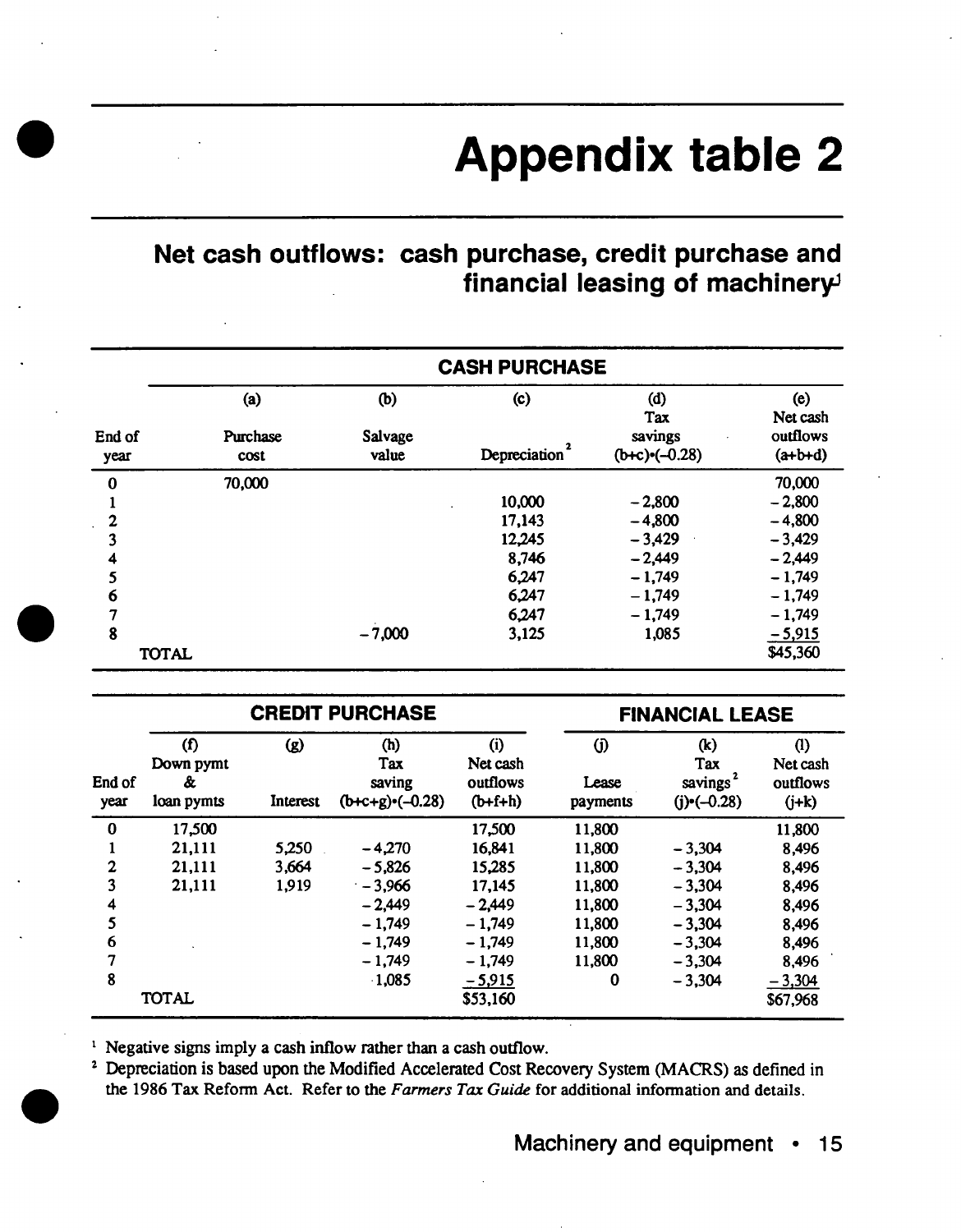# Appendix table 2

## Net cash outflows: cash purchase, credit purchase and financial leasing of machinery[1]

| | CASH PURCHASE | | | | |
|---|---|---|---|---|---|
| End of year | (a) Purchase cost | (b) Salvage value | (c) Depreciation[2] | (d) Tax savings (b+c)•(–0.28) | (e) Net cash outflows (a+b+d) |
| 0 | 70,000 | | | | 70,000 |
| 1 | | | 10,000 | – 2,800 | – 2,800 |
| 2 | | | 17,143 | – 4,800 | – 4,800 |
| 3 | | | 12,245 | – 3,429 | – 3,429 |
| 4 | | | 8,746 | – 2,449 | – 2,449 |
| 5 | | | 6,247 | – 1,749 | – 1,749 |
| 6 | | | 6,247 | – 1,749 | – 1,749 |
| 7 | | | 6,247 | – 1,749 | – 1,749 |
| 8 | | – 7,000 | 3,125 | 1,085 | – 5,915 |
| TOTAL | | | | | $45,360 |

| | CREDIT PURCHASE | | | | FINANCIAL LEASE | | |
|---|---|---|---|---|---|---|---|
| End of year | (f) Down pymt & loan pymts | (g) Interest | (h) Tax saving (b+c+g)•(–0.28) | (i) Net cash outflows (b+f+h) | (j) Lease payments | (k) Tax savings[2] (j)•(–0.28) | (l) Net cash outflows (j+k) |
| 0 | 17,500 | | | 17,500 | 11,800 | | 11,800 |
| 1 | 21,111 | 5,250 | – 4,270 | 16,841 | 11,800 | – 3,304 | 8,496 |
| 2 | 21,111 | 3,664 | – 5,826 | 15,285 | 11,800 | – 3,304 | 8,496 |
| 3 | 21,111 | 1,919 | – 3,966 | 17,145 | 11,800 | – 3,304 | 8,496 |
| 4 | | | – 2,449 | – 2,449 | 11,800 | – 3,304 | 8,496 |
| 5 | | | – 1,749 | – 1,749 | 11,800 | – 3,304 | 8,496 |
| 6 | | | – 1,749 | – 1,749 | 11,800 | – 3,304 | 8,496 |
| 7 | | | – 1,749 | – 1,749 | 11,800 | – 3,304 | 8,496 |
| 8 | | | 1,085 | – 5,915 | 0 | – 3,304 | – 3,304 |
| TOTAL | | | | $53,160 | | | $67,968 |

[1] Negative signs imply a cash inflow rather than a cash outflow.

[2] Depreciation is based upon the Modified Accelerated Cost Recovery System (MACRS) as defined in the 1986 Tax Reform Act. Refer to the *Farmers Tax Guide* for additional information and details.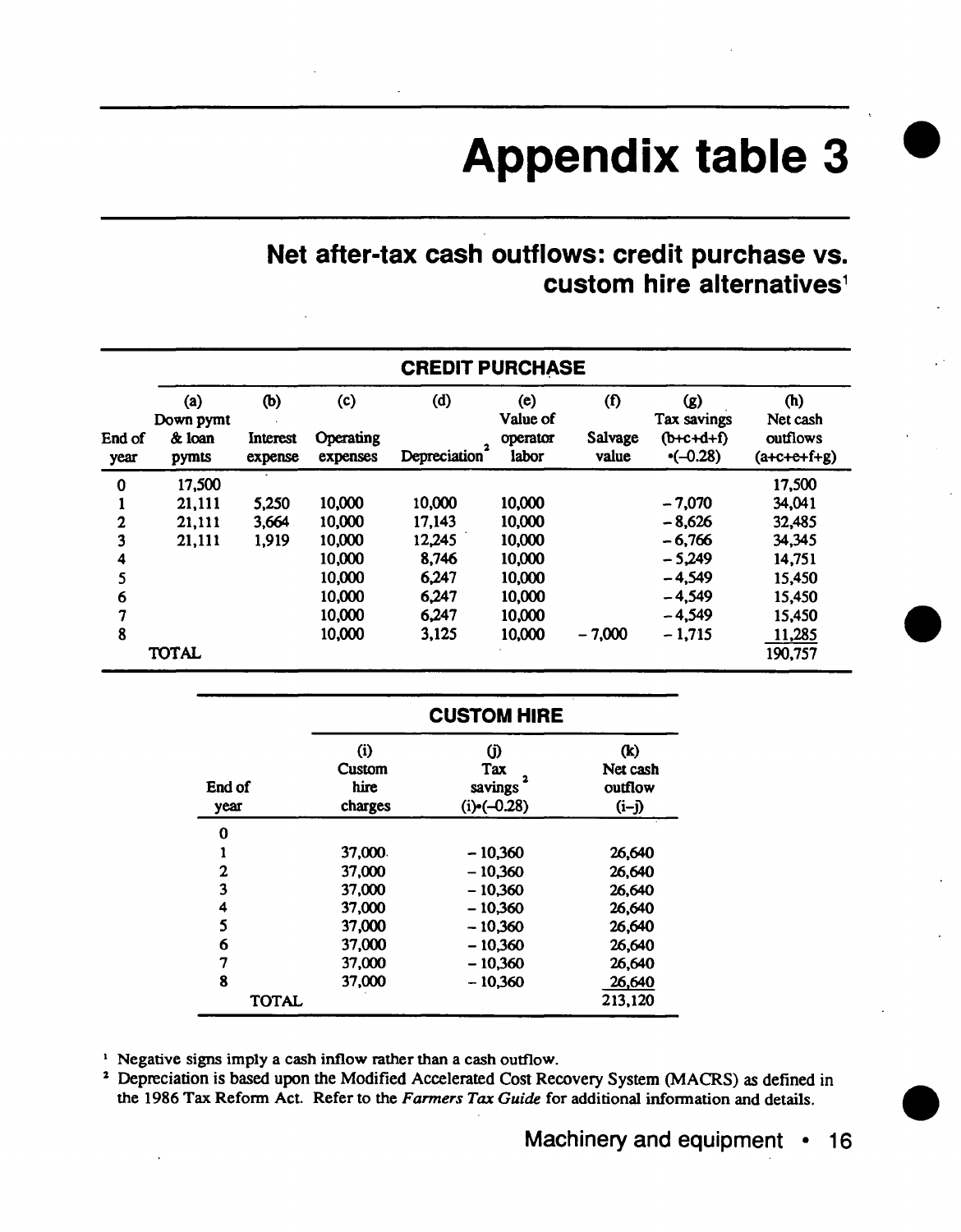# Appendix table 3

## Net after-tax cash outflows: credit purchase vs. custom hire alternatives[1]

| | CREDIT PURCHASE | | | | | | | |
|---|---|---|---|---|---|---|---|---|
| End of year | (a) Down pymt & loan pymts | (b) Interest expense | (c) Operating expenses | (d) Depreciation[2] | (e) Value of operator labor | (f) Salvage value | (g) Tax savings (b+c+d+f) •(–0.28) | (h) Net cash outflows (a+c+e+f+g) |
| 0 | 17,500 | | | | | | | 17,500 |
| 1 | 21,111 | 5,250 | 10,000 | 10,000 | 10,000 | | – 7,070 | 34,041 |
| 2 | 21,111 | 3,664 | 10,000 | 17,143 | 10,000 | | – 8,626 | 32,485 |
| 3 | 21,111 | 1,919 | 10,000 | 12,245 | 10,000 | | – 6,766 | 34,345 |
| 4 | | | 10,000 | 8,746 | 10,000 | | – 5,249 | 14,751 |
| 5 | | | 10,000 | 6,247 | 10,000 | | – 4,549 | 15,450 |
| 6 | | | 10,000 | 6,247 | 10,000 | | – 4,549 | 15,450 |
| 7 | | | 10,000 | 6,247 | 10,000 | | – 4,549 | 15,450 |
| 8 | | | 10,000 | 3,125 | 10,000 | – 7,000 | – 1,715 | 11,285 |
| TOTAL | | | | | | | | 190,757 |

| | CUSTOM HIRE | | |
|---|---|---|---|
| End of year | (i) Custom hire charges | (j) Tax savings[2] (i)•(–0.28) | (k) Net cash outflow (i–j) |
| 0 | | | |
| 1 | 37,000 | – 10,360 | 26,640 |
| 2 | 37,000 | – 10,360 | 26,640 |
| 3 | 37,000 | – 10,360 | 26,640 |
| 4 | 37,000 | – 10,360 | 26,640 |
| 5 | 37,000 | – 10,360 | 26,640 |
| 6 | 37,000 | – 10,360 | 26,640 |
| 7 | 37,000 | – 10,360 | 26,640 |
| 8 | 37,000 | – 10,360 | 26,640 |
| TOTAL | | | 213,120 |

[1] Negative signs imply a cash inflow rather than a cash outflow.

[2] Depreciation is based upon the Modified Accelerated Cost Recovery System (MACRS) as defined in the 1986 Tax Reform Act. Refer to the *Farmers Tax Guide* for additional information and details.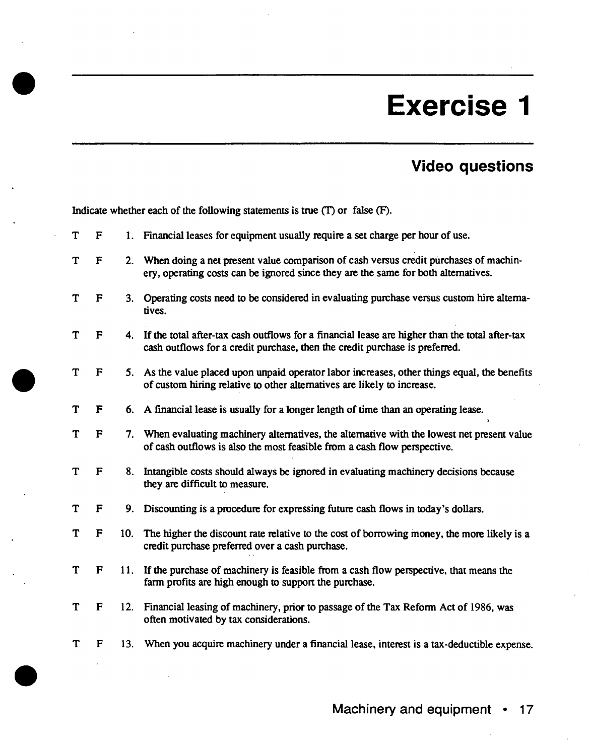# Exercise 1

## Video questions

Indicate whether each of the following statements is true (T) or false (F).

T F 1. Financial leases for equipment usually require a set charge per hour of use.

T F 2. When doing a net present value comparison of cash versus credit purchases of machinery, operating costs can be ignored since they are the same for both alternatives.

T F 3. Operating costs need to be considered in evaluating purchase versus custom hire alternatives.

T F 4. If the total after-tax cash outflows for a financial lease are higher than the total after-tax cash outflows for a credit purchase, then the credit purchase is preferred.

T F 5. As the value placed upon unpaid operator labor increases, other things equal, the benefits of custom hiring relative to other alternatives are likely to increase.

T F 6. A financial lease is usually for a longer length of time than an operating lease.

T F 7. When evaluating machinery alternatives, the alternative with the lowest net present value of cash outflows is also the most feasible from a cash flow perspective.

T F 8. Intangible costs should always be ignored in evaluating machinery decisions because they are difficult to measure.

T F 9. Discounting is a procedure for expressing future cash flows in today's dollars.

T F 10. The higher the discount rate relative to the cost of borrowing money, the more likely is a credit purchase preferred over a cash purchase.

T F 11. If the purchase of machinery is feasible from a cash flow perspective, that means the farm profits are high enough to support the purchase.

T F 12. Financial leasing of machinery, prior to passage of the Tax Reform Act of 1986, was often motivated by tax considerations.

T F 13. When you acquire machinery under a financial lease, interest is a tax-deductible expense.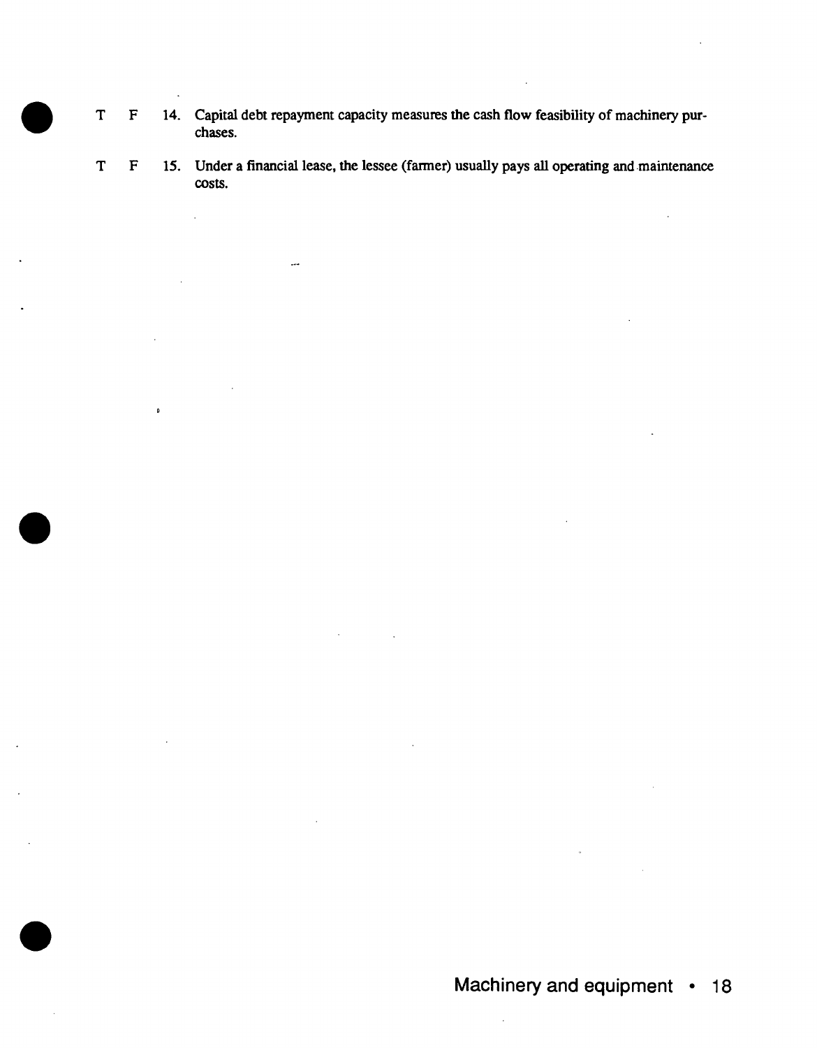T F 14. Capital debt repayment capacity measures the cash flow feasibility of machinery purchases.

T F 15. Under a financial lease, the lessee (farmer) usually pays all operating and maintenance costs.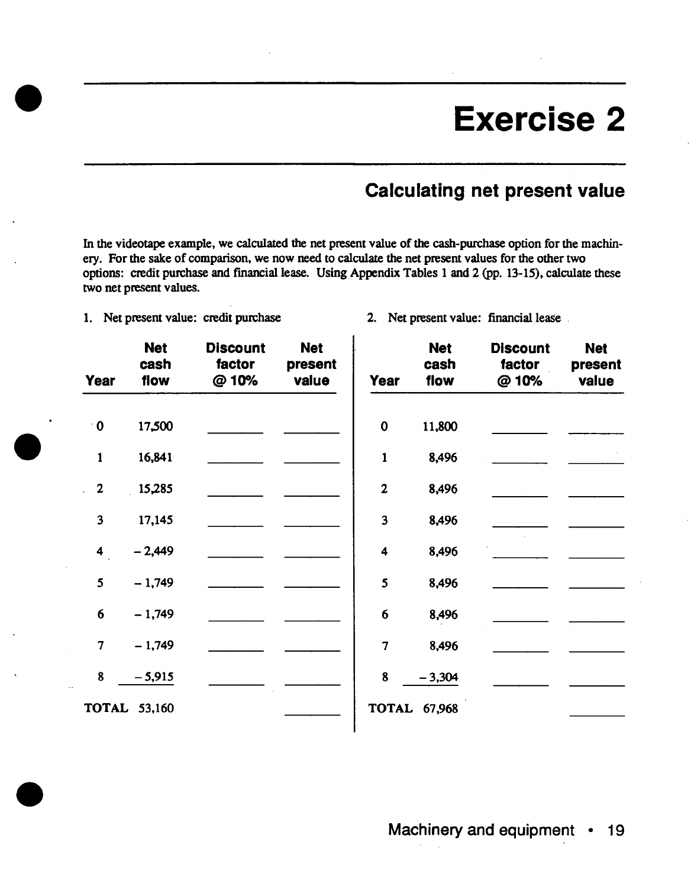# Exercise 2

## Calculating net present value

In the videotape example, we calculated the net present value of the cash-purchase option for the machinery. For the sake of comparison, we now need to calculate the net present values for the other two options: credit purchase and financial lease. Using Appendix Tables 1 and 2 (pp. 13-15), calculate these two net present values.

1. Net present value: credit purchase

| Year | Net cash flow | Discount factor @ 10% | Net present value |
|---|---|---|---|
| 0 | 17,500 | _______ | _______ |
| 1 | 16,841 | _______ | _______ |
| 2 | 15,285 | _______ | _______ |
| 3 | 17,145 | _______ | _______ |
| 4 | – 2,449 | _______ | _______ |
| 5 | – 1,749 | _______ | _______ |
| 6 | – 1,749 | _______ | _______ |
| 7 | – 1,749 | _______ | _______ |
| 8 | – 5,915 | _______ | _______ |
| TOTAL | 53,160 | | _______ |

2. Net present value: financial lease

| Year | Net cash flow | Discount factor @ 10% | Net present value |
|---|---|---|---|
| 0 | 11,800 | _______ | _______ |
| 1 | 8,496 | _______ | _______ |
| 2 | 8,496 | _______ | _______ |
| 3 | 8,496 | _______ | _______ |
| 4 | 8,496 | _______ | _______ |
| 5 | 8,496 | _______ | _______ |
| 6 | 8,496 | _______ | _______ |
| 7 | 8,496 | _______ | _______ |
| 8 | – 3,304 | _______ | _______ |
| TOTAL | 67,968 | | _______ |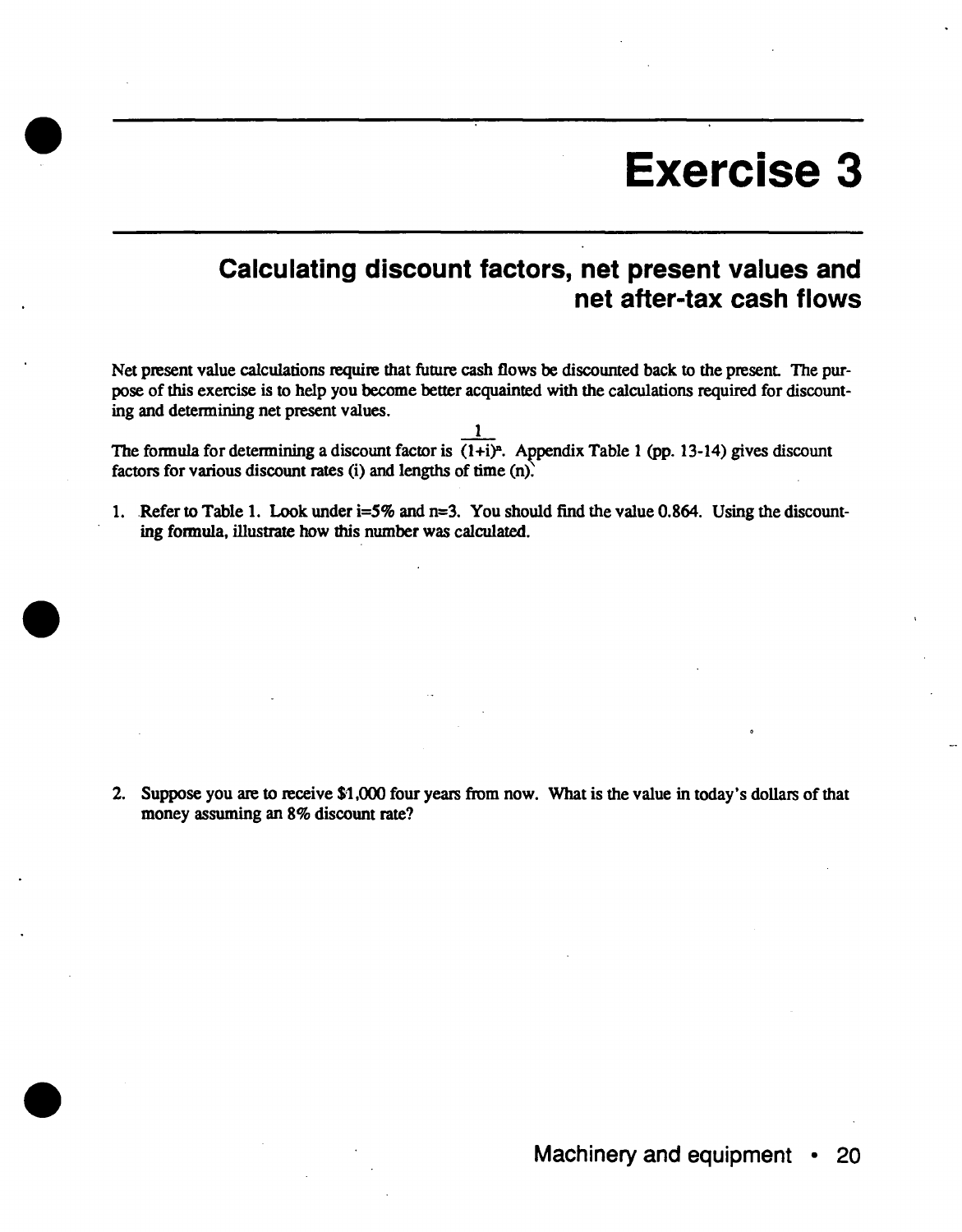# Exercise 3

## Calculating discount factors, net present values and net after-tax cash flows

Net present value calculations require that future cash flows be discounted back to the present. The purpose of this exercise is to help you become better acquainted with the calculations required for discounting and determining net present values.

The formula for determining a discount factor is $\frac{1}{(1+i)^n}$. Appendix Table 1 (pp. 13-14) gives discount factors for various discount rates (i) and lengths of time (n).

1. Refer to Table 1. Look under i=5% and n=3. You should find the value 0.864. Using the discounting formula, illustrate how this number was calculated.

2. Suppose you are to receive $1,000 four years from now. What is the value in today's dollars of that money assuming an 8% discount rate?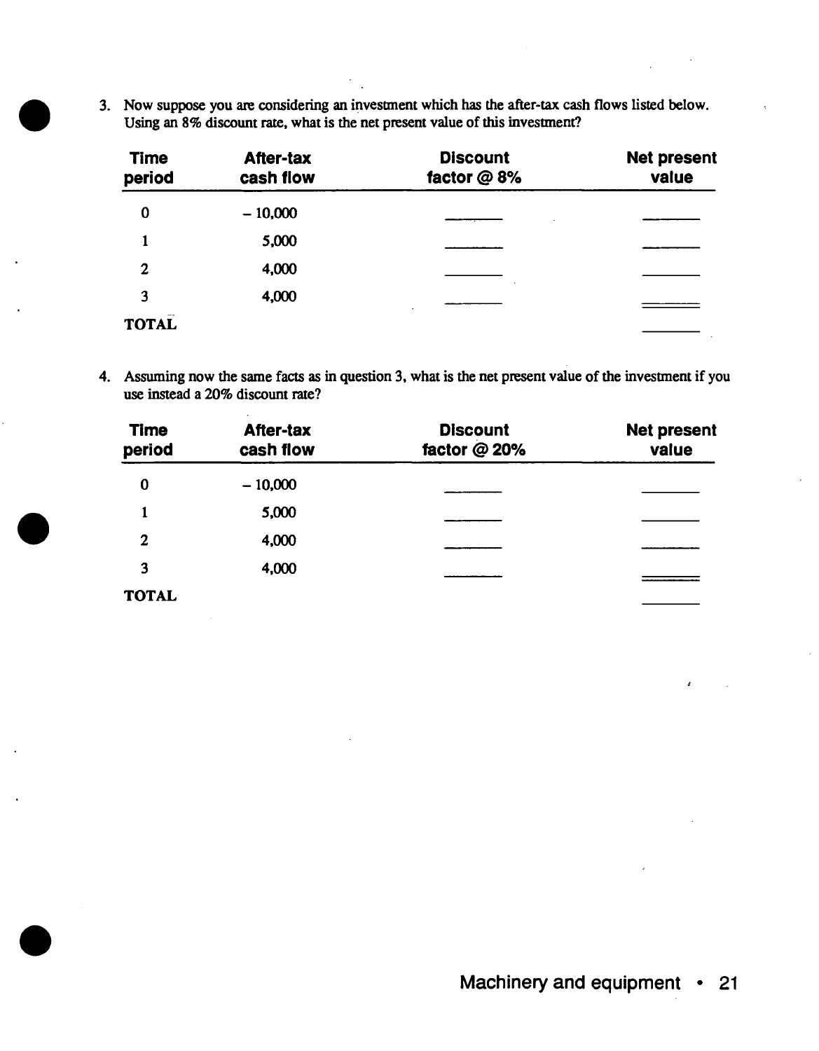3. Now suppose you are considering an investment which has the after-tax cash flows listed below. Using an 8% discount rate, what is the net present value of this investment?

| Time period | After-tax cash flow | Discount factor @ 8% | Net present value |
|---|---|---|---|
| 0 | – 10,000 | ______ | ______ |
| 1 | 5,000 | ______ | ______ |
| 2 | 4,000 | ______ | ______ |
| 3 | 4,000 | ______ | ______ |
| TOTAL | | | ______ |

4. Assuming now the same facts as in question 3, what is the net present value of the investment if you use instead a 20% discount rate?

| Time period | After-tax cash flow | Discount factor @ 20% | Net present value |
|---|---|---|---|
| 0 | – 10,000 | ______ | ______ |
| 1 | 5,000 | ______ | ______ |
| 2 | 4,000 | ______ | ______ |
| 3 | 4,000 | ______ | ______ |
| TOTAL | | | ______ |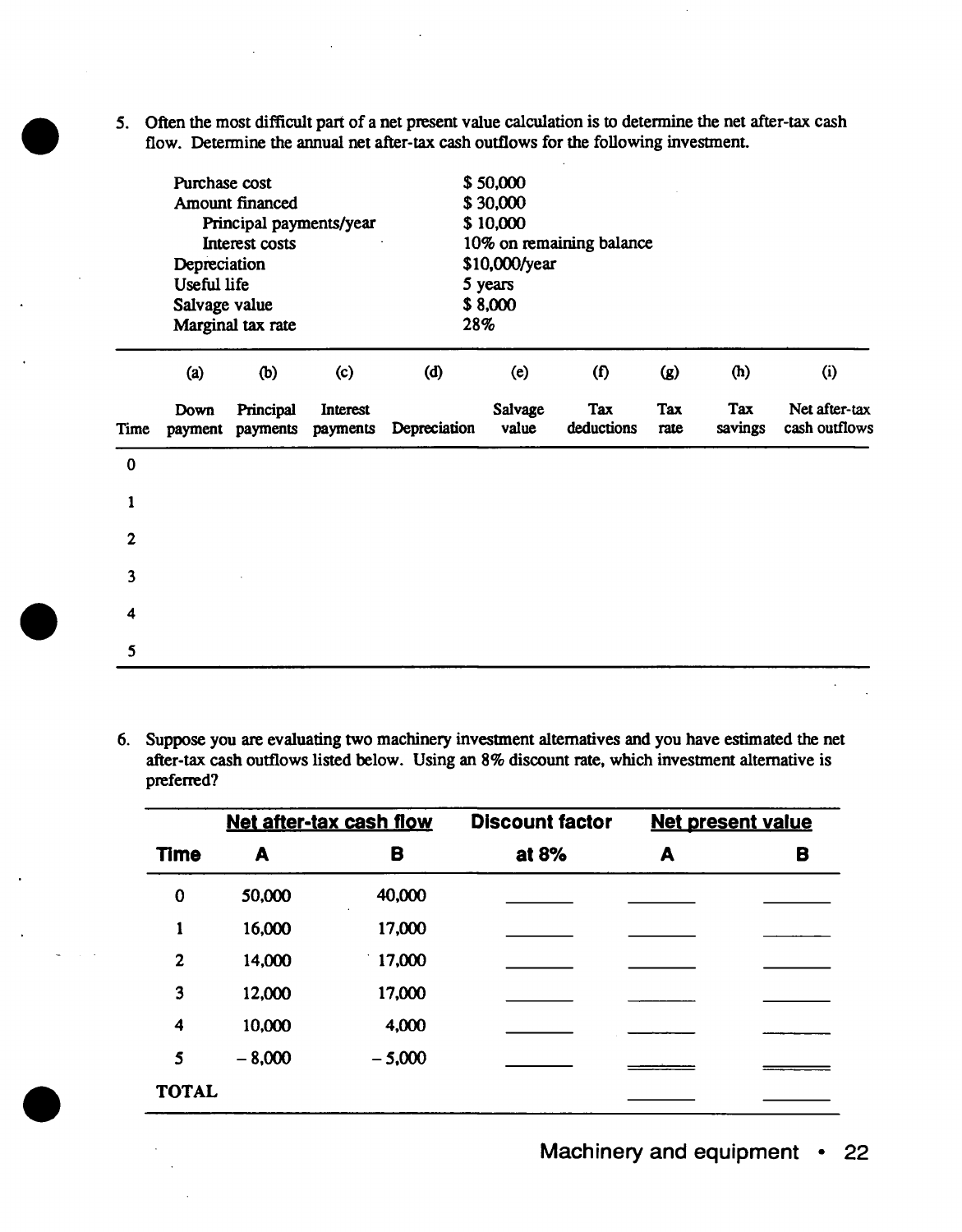5. Often the most difficult part of a net present value calculation is to determine the net after-tax cash flow. Determine the annual net after-tax cash outflows for the following investment.

| | |
|---|---|
| Purchase cost | $ 50,000 |
| Amount financed | $ 30,000 |
| Principal payments/year | $ 10,000 |
| Interest costs | 10% on remaining balance |
| Depreciation | $10,000/year |
| Useful life | 5 years |
| Salvage value | $ 8,000 |
| Marginal tax rate | 28% |

| | (a) | (b) | (c) | (d) | (e) | (f) | (g) | (h) | (i) |
|---|---|---|---|---|---|---|---|---|---|
| Time | Down payment | Principal payments | Interest payments | Depreciation | Salvage value | Tax deductions | Tax rate | Tax savings | Net after-tax cash outflows |
| 0 | | | | | | | | | |
| 1 | | | | | | | | | |
| 2 | | | | | | | | | |
| 3 | | | | | | | | | |
| 4 | | | | | | | | | |
| 5 | | | | | | | | | |

6. Suppose you are evaluating two machinery investment alternatives and you have estimated the net after-tax cash outflows listed below. Using an 8% discount rate, which investment alternative is preferred?

| | Net after-tax cash flow | | Discount factor | Net present value | |
|---|---|---|---|---|---|
| Time | A | B | at 8% | A | B |
| 0 | 50,000 | 40,000 | ______ | ______ | ______ |
| 1 | 16,000 | 17,000 | ______ | ______ | ______ |
| 2 | 14,000 | 17,000 | ______ | ______ | ______ |
| 3 | 12,000 | 17,000 | ______ | ______ | ______ |
| 4 | 10,000 | 4,000 | ______ | ______ | ______ |
| 5 | – 8,000 | – 5,000 | ______ | ______ | ______ |
| TOTAL | | | | ______ | ______ |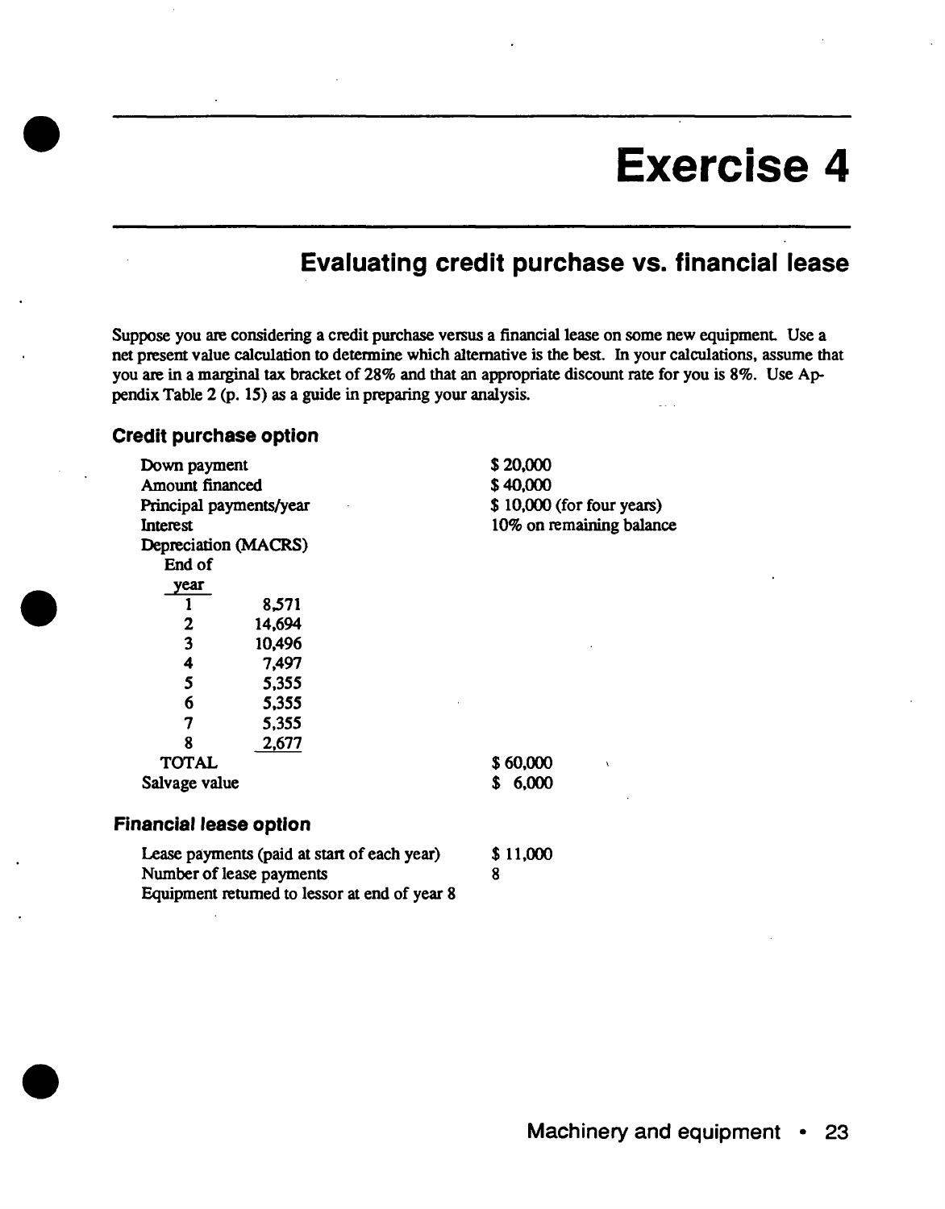# Exercise 4

## Evaluating credit purchase vs. financial lease

Suppose you are considering a credit purchase versus a financial lease on some new equipment. Use a net present value calculation to determine which alternative is the best. In your calculations, assume that you are in a marginal tax bracket of 28% and that an appropriate discount rate for you is 8%. Use Appendix Table 2 (p. 15) as a guide in preparing your analysis.

### Credit purchase option

| | | |
|---|---|---|
| Down payment | | $ 20,000 |
| Amount financed | | $ 40,000 |
| Principal payments/year | | $ 10,000 (for four years) |
| Interest | | 10% on remaining balance |
| Depreciation (MACRS) | | |
| End of year | | |
| 1 | 8,571 | |
| 2 | 14,694 | |
| 3 | 10,496 | |
| 4 | 7,497 | |
| 5 | 5,355 | |
| 6 | 5,355 | |
| 7 | 5,355 | |
| 8 | 2,677 | |
| TOTAL | | $ 60,000 |
| Salvage value | | $ 6,000 |

### Financial lease option

| | |
|---|---|
| Lease payments (paid at start of each year) | $ 11,000 |
| Number of lease payments | 8 |
| Equipment returned to lessor at end of year 8 | |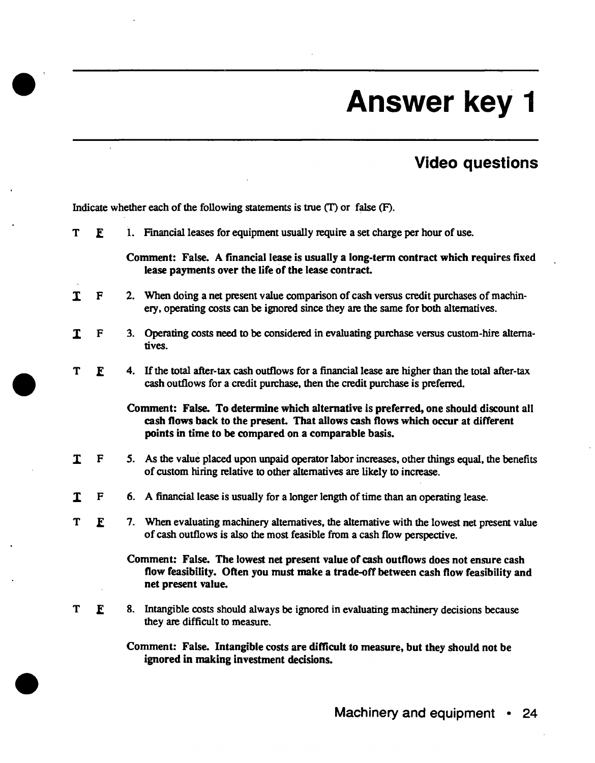# Answer key 1

## Video questions

Indicate whether each of the following statements is true (T) or false (F).

T **F** 1. Financial leases for equipment usually require a set charge per hour of use.

**Comment: False. A financial lease is usually a long-term contract which requires fixed lease payments over the life of the lease contract.**

**T** F 2. When doing a net present value comparison of cash versus credit purchases of machinery, operating costs can be ignored since they are the same for both alternatives.

**T** F 3. Operating costs need to be considered in evaluating purchase versus custom-hire alternatives.

T **F** 4. If the total after-tax cash outflows for a financial lease are higher than the total after-tax cash outflows for a credit purchase, then the credit purchase is preferred.

**Comment: False. To determine which alternative is preferred, one should discount all cash flows back to the present. That allows cash flows which occur at different points in time to be compared on a comparable basis.**

**T** F 5. As the value placed upon unpaid operator labor increases, other things equal, the benefits of custom hiring relative to other alternatives are likely to increase.

**T** F 6. A financial lease is usually for a longer length of time than an operating lease.

T **F** 7. When evaluating machinery alternatives, the alternative with the lowest net present value of cash outflows is also the most feasible from a cash flow perspective.

**Comment: False. The lowest net present value of cash outflows does not ensure cash flow feasibility. Often you must make a trade-off between cash flow feasibility and net present value.**

T **F** 8. Intangible costs should always be ignored in evaluating machinery decisions because they are difficult to measure.

**Comment: False. Intangible costs are difficult to measure, but they should not be ignored in making investment decisions.**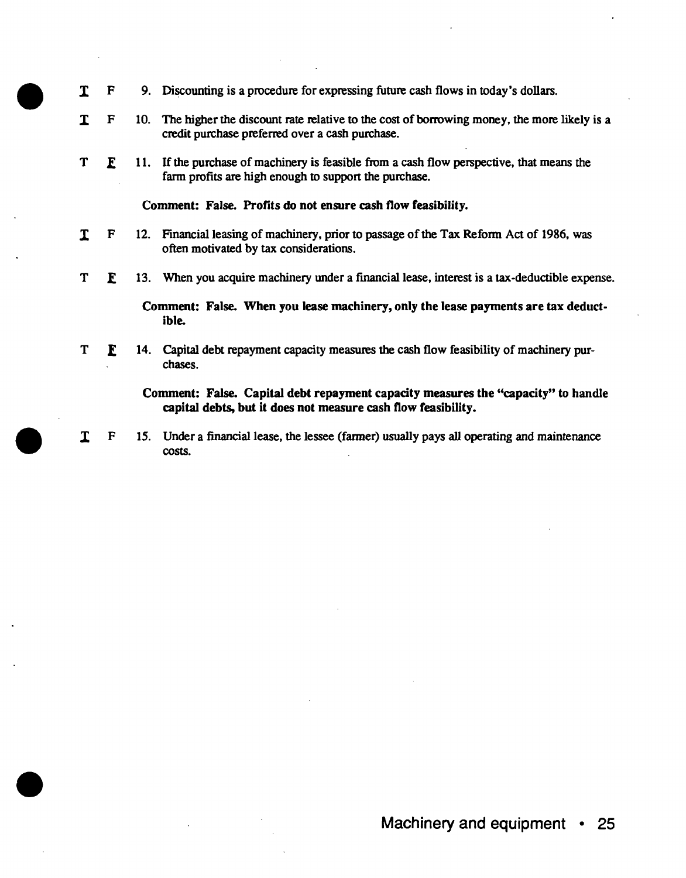**T** F 9. Discounting is a procedure for expressing future cash flows in today's dollars.

**T** F 10. The higher the discount rate relative to the cost of borrowing money, the more likely is a credit purchase preferred over a cash purchase.

T **F** 11. If the purchase of machinery is feasible from a cash flow perspective, that means the farm profits are high enough to support the purchase.

**Comment: False. Profits do not ensure cash flow feasibility.**

**T** F 12. Financial leasing of machinery, prior to passage of the Tax Reform Act of 1986, was often motivated by tax considerations.

T **F** 13. When you acquire machinery under a financial lease, interest is a tax-deductible expense.

**Comment: False. When you lease machinery, only the lease payments are tax deductible.**

T **F** 14. Capital debt repayment capacity measures the cash flow feasibility of machinery purchases.

**Comment: False. Capital debt repayment capacity measures the "capacity" to handle capital debts, but it does not measure cash flow feasibility.**

**T** F 15. Under a financial lease, the lessee (farmer) usually pays all operating and maintenance costs.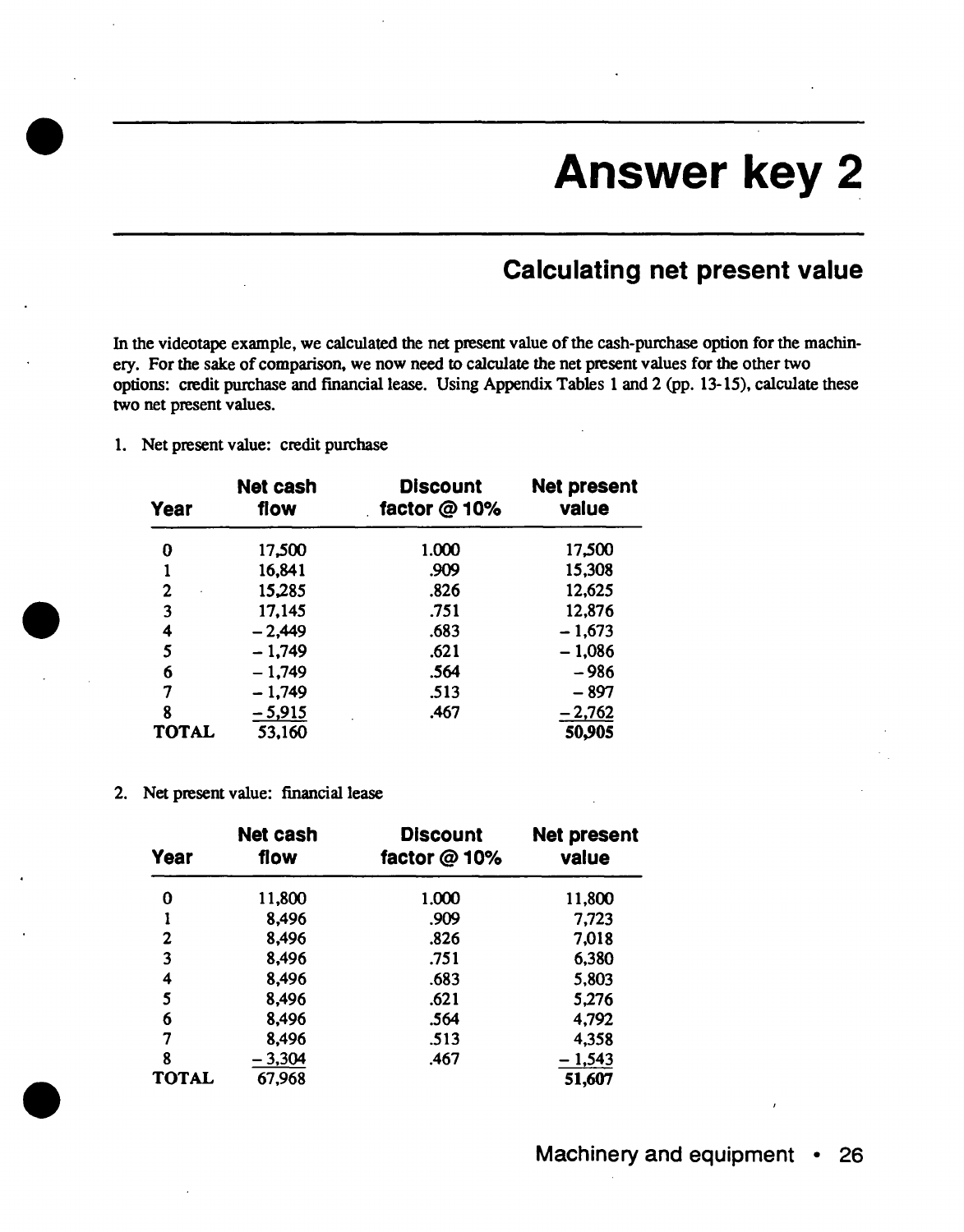# Answer key 2

## Calculating net present value

In the videotape example, we calculated the net present value of the cash-purchase option for the machinery. For the sake of comparison, we now need to calculate the net present values for the other two options: credit purchase and financial lease. Using Appendix Tables 1 and 2 (pp. 13-15), calculate these two net present values.

1. Net present value: credit purchase

| Year | Net cash flow | Discount factor @ 10% | Net present value |
|---|---|---|---|
| 0 | 17,500 | 1.000 | 17,500 |
| 1 | 16,841 | .909 | 15,308 |
| 2 | 15,285 | .826 | 12,625 |
| 3 | 17,145 | .751 | 12,876 |
| 4 | – 2,449 | .683 | – 1,673 |
| 5 | – 1,749 | .621 | – 1,086 |
| 6 | – 1,749 | .564 | – 986 |
| 7 | – 1,749 | .513 | – 897 |
| 8 | – 5,915 | .467 | – 2,762 |
| TOTAL | 53,160 | | **50,905** |

2. Net present value: financial lease

| Year | Net cash flow | Discount factor @ 10% | Net present value |
|---|---|---|---|
| 0 | 11,800 | 1.000 | 11,800 |
| 1 | 8,496 | .909 | 7,723 |
| 2 | 8,496 | .826 | 7,018 |
| 3 | 8,496 | .751 | 6,380 |
| 4 | 8,496 | .683 | 5,803 |
| 5 | 8,496 | .621 | 5,276 |
| 6 | 8,496 | .564 | 4,792 |
| 7 | 8,496 | .513 | 4,358 |
| 8 | – 3,304 | .467 | – 1,543 |
| TOTAL | 67,968 | | **51,607** |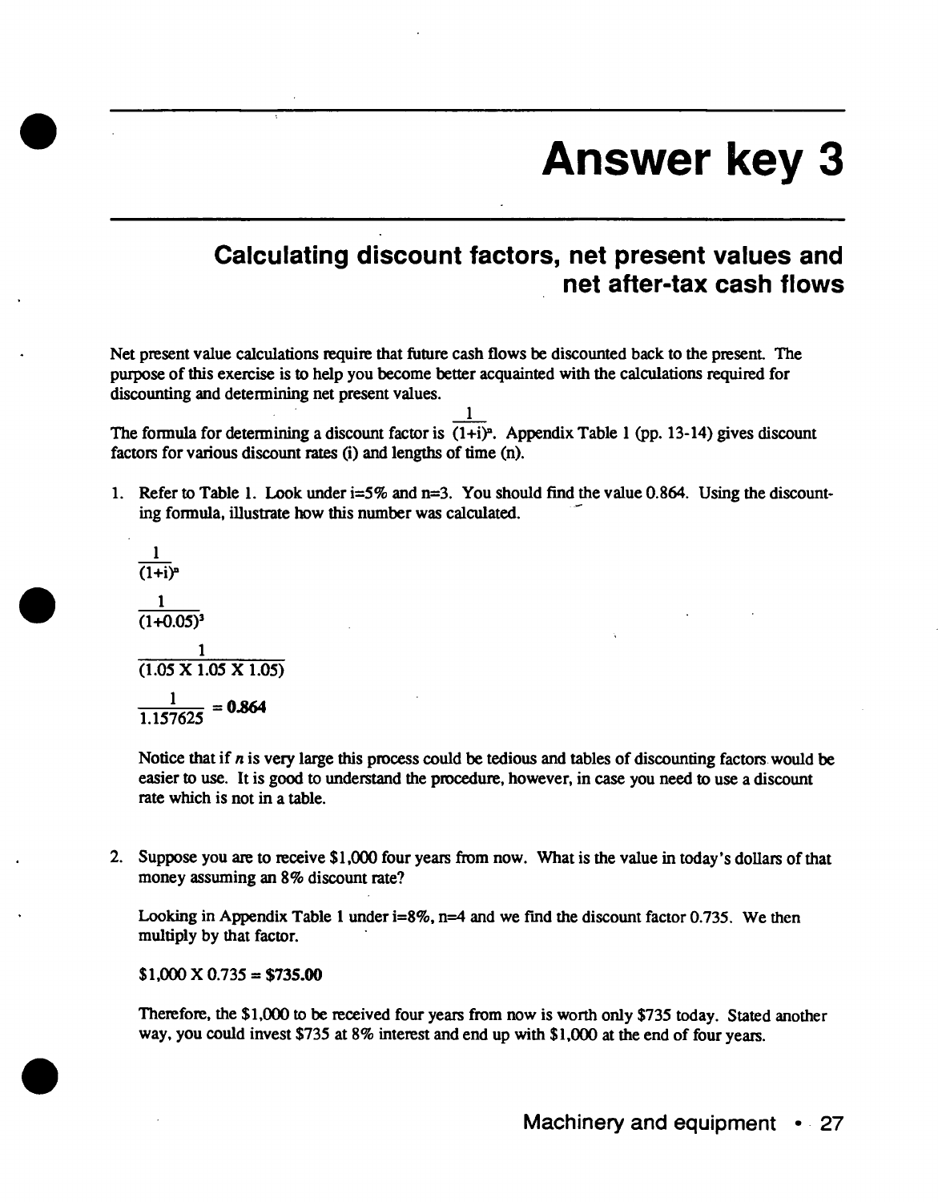# Answer key 3

## Calculating discount factors, net present values and net after-tax cash flows

Net present value calculations require that future cash flows be discounted back to the present. The purpose of this exercise is to help you become better acquainted with the calculations required for discounting and determining net present values.

The formula for determining a discount factor is $\frac{1}{(1+i)^n}$. Appendix Table 1 (pp. 13-14) gives discount factors for various discount rates (i) and lengths of time (n).

1. Refer to Table 1. Look under i=5% and n=3. You should find the value 0.864. Using the discounting formula, illustrate how this number was calculated.

   $$\frac{1}{(1+i)^n}$$

   $$\frac{1}{(1+0.05)^3}$$

   $$\frac{1}{(1.05 \text{ X } 1.05 \text{ X } 1.05)}$$

   $$\frac{1}{1.157625} = \mathbf{0.864}$$

   Notice that if *n* is very large this process could be tedious and tables of discounting factors would be easier to use. It is good to understand the procedure, however, in case you need to use a discount rate which is not in a table.

2. Suppose you are to receive $1,000 four years from now. What is the value in today's dollars of that money assuming an 8% discount rate?

   Looking in Appendix Table 1 under i=8%, n=4 and we find the discount factor 0.735. We then multiply by that factor.

   $1,000 X 0.735 = **$735.00**

   Therefore, the $1,000 to be received four years from now is worth only $735 today. Stated another way, you could invest $735 at 8% interest and end up with $1,000 at the end of four years.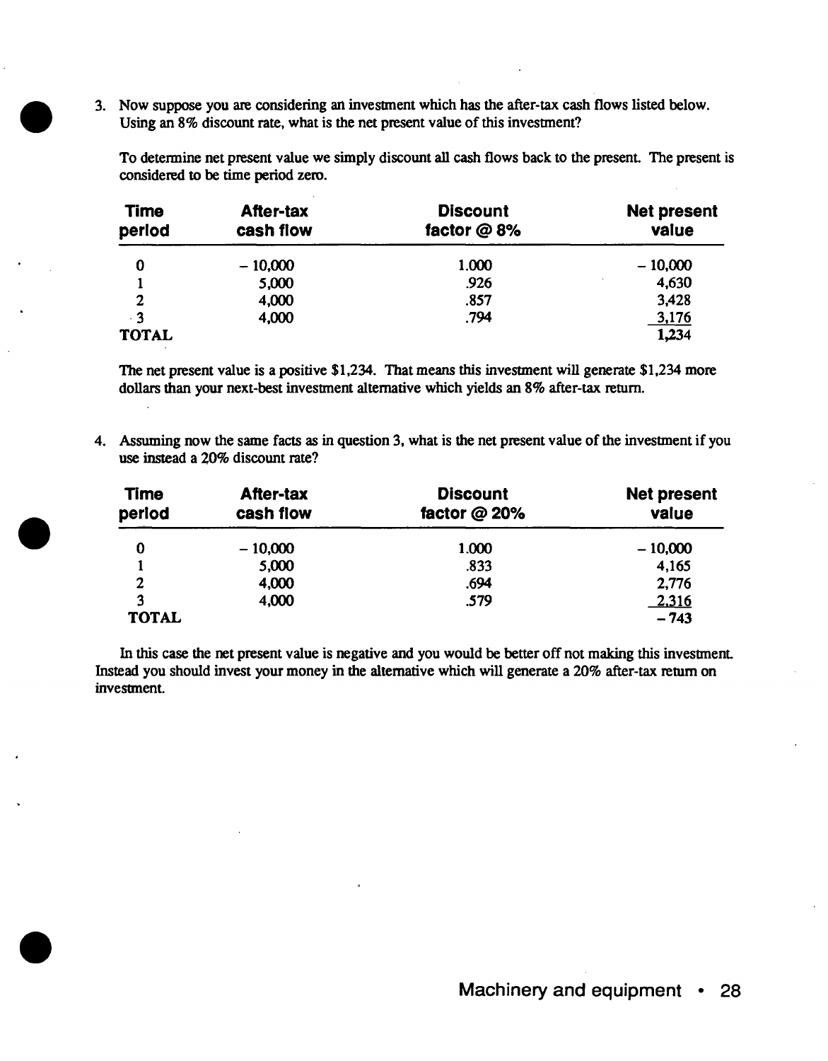3. Now suppose you are considering an investment which has the after-tax cash flows listed below. Using an 8% discount rate, what is the net present value of this investment?

   To determine net present value we simply discount all cash flows back to the present. The present is considered to be time period zero.

| Time period | After-tax cash flow | Discount factor @ 8% | Net present value |
|---|---|---|---|
| 0 | – 10,000 | 1.000 | – 10,000 |
| 1 | 5,000 | .926 | 4,630 |
| 2 | 4,000 | .857 | 3,428 |
| 3 | 4,000 | .794 | 3,176 |
| TOTAL | | | 1,234 |

   The net present value is a positive $1,234. That means this investment will generate $1,234 more dollars than your next-best investment alternative which yields an 8% after-tax return.

4. Assuming now the same facts as in question 3, what is the net present value of the investment if you use instead a 20% discount rate?

| Time period | After-tax cash flow | Discount factor @ 20% | Net present value |
|---|---|---|---|
| 0 | – 10,000 | 1.000 | – 10,000 |
| 1 | 5,000 | .833 | 4,165 |
| 2 | 4,000 | .694 | 2,776 |
| 3 | 4,000 | .579 | 2,316 |
| TOTAL | | | – 743 |

   In this case the net present value is negative and you would be better off not making this investment. Instead you should invest your money in the alternative which will generate a 20% after-tax return on investment.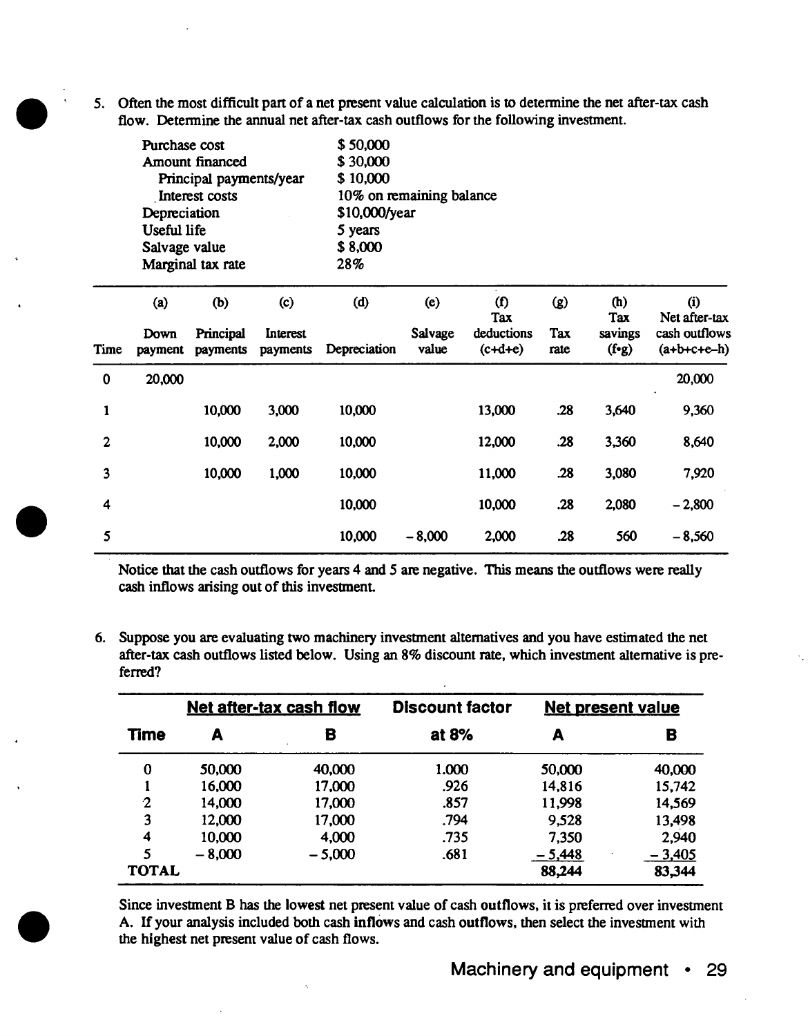5. Often the most difficult part of a net present value calculation is to determine the net after-tax cash flow. Determine the annual net after-tax cash outflows for the following investment.

| | |
|---|---|
| Purchase cost | $ 50,000 |
| Amount financed | $ 30,000 |
| Principal payments/year | $ 10,000 |
| Interest costs | 10% on remaining balance |
| Depreciation | $10,000/year |
| Useful life | 5 years |
| Salvage value | $ 8,000 |
| Marginal tax rate | 28% |

| | (a) | (b) | (c) | (d) | (e) | (f) | (g) | (h) | (i) |
|---|---|---|---|---|---|---|---|---|---|
| Time | Down payment | Principal payments | Interest payments | Depreciation | Salvage value | Tax deductions (c+d+e) | Tax rate | Tax savings (f•g) | Net after-tax cash outflows (a+b+c+e–h) |
| 0 | 20,000 | | | | | | | | 20,000 |
| 1 | | 10,000 | 3,000 | 10,000 | | 13,000 | .28 | 3,640 | 9,360 |
| 2 | | 10,000 | 2,000 | 10,000 | | 12,000 | .28 | 3,360 | 8,640 |
| 3 | | 10,000 | 1,000 | 10,000 | | 11,000 | .28 | 3,080 | 7,920 |
| 4 | | | | 10,000 | | 10,000 | .28 | 2,080 | – 2,800 |
| 5 | | | | 10,000 | – 8,000 | 2,000 | .28 | 560 | – 8,560 |

Notice that the cash outflows for years 4 and 5 are negative. This means the outflows were really cash inflows arising out of this investment.

6. Suppose you are evaluating two machinery investment alternatives and you have estimated the net after-tax cash outflows listed below. Using an 8% discount rate, which investment alternative is preferred?

| | Net after-tax cash flow | | Discount factor | Net present value | |
|---|---|---|---|---|---|
| Time | A | B | at 8% | A | B |
| 0 | 50,000 | 40,000 | 1.000 | 50,000 | 40,000 |
| 1 | 16,000 | 17,000 | .926 | 14,816 | 15,742 |
| 2 | 14,000 | 17,000 | .857 | 11,998 | 14,569 |
| 3 | 12,000 | 17,000 | .794 | 9,528 | 13,498 |
| 4 | 10,000 | 4,000 | .735 | 7,350 | 2,940 |
| 5 | – 8,000 | – 5,000 | .681 | – 5,448 | – 3,405 |
| TOTAL | | | | 88,244 | 83,344 |

Since investment B has the lowest net present value of cash **outflows**, it is preferred over investment A. If your analysis included both cash **inflows** and cash **outflows**, then select the investment with the highest net present value of cash flows.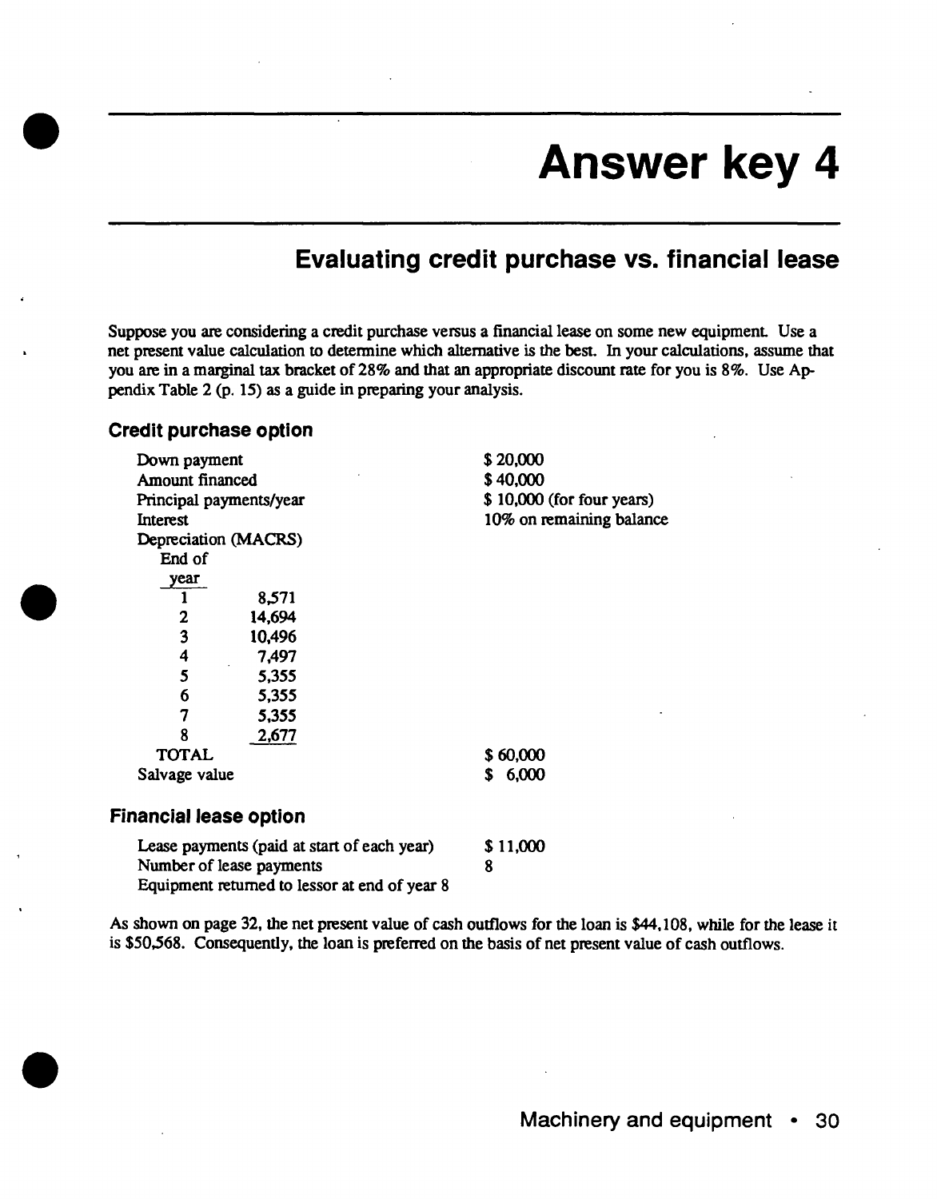# Answer key 4

## Evaluating credit purchase vs. financial lease

Suppose you are considering a credit purchase versus a financial lease on some new equipment. Use a net present value calculation to determine which alternative is the best. In your calculations, assume that you are in a marginal tax bracket of 28% and that an appropriate discount rate for you is 8%. Use Appendix Table 2 (p. 15) as a guide in preparing your analysis.

### Credit purchase option

| | | |
|---|---|---|
| Down payment | | $ 20,000 |
| Amount financed | | $ 40,000 |
| Principal payments/year | | $ 10,000 (for four years) |
| Interest | | 10% on remaining balance |
| Depreciation (MACRS) | | |
| End of year | | |
| 1 | 8,571 | |
| 2 | 14,694 | |
| 3 | 10,496 | |
| 4 | 7,497 | |
| 5 | 5,355 | |
| 6 | 5,355 | |
| 7 | 5,355 | |
| 8 | 2,677 | |
| TOTAL | | $ 60,000 |
| Salvage value | | $ 6,000 |

### Financial lease option

| | |
|---|---|
| Lease payments (paid at start of each year) | $ 11,000 |
| Number of lease payments | 8 |
| Equipment returned to lessor at end of year 8 | |

As shown on page 32, the net present value of cash outflows for the loan is $44,108, while for the lease it is $50,568. Consequently, the loan is preferred on the basis of net present value of cash outflows.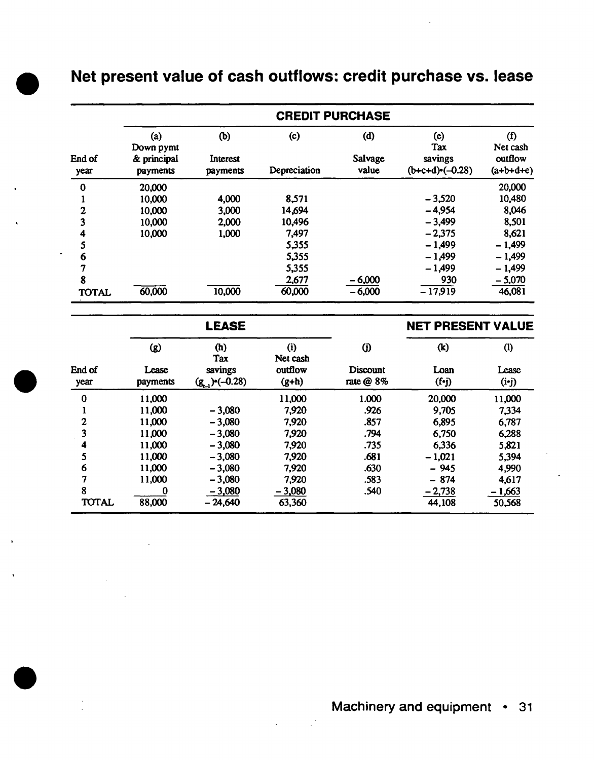## Net present value of cash outflows: credit purchase vs. lease

| | CREDIT PURCHASE | | | | | |
|---|---|---|---|---|---|---|
| | (a) | (b) | (c) | (d) | (e) | (f) |
| End of year | Down pymt & principal payments | Interest payments | Depreciation | Salvage value | Tax savings (b+c+d)•(–0.28) | Net cash outflow (a+b+d+e) |
| 0 | 20,000 | | | | | 20,000 |
| 1 | 10,000 | 4,000 | 8,571 | | – 3,520 | 10,480 |
| 2 | 10,000 | 3,000 | 14,694 | | – 4,954 | 8,046 |
| 3 | 10,000 | 2,000 | 10,496 | | – 3,499 | 8,501 |
| 4 | 10,000 | 1,000 | 7,497 | | – 2,375 | 8,621 |
| 5 | | | 5,355 | | – 1,499 | – 1,499 |
| 6 | | | 5,355 | | – 1,499 | – 1,499 |
| 7 | | | 5,355 | | – 1,499 | – 1,499 |
| 8 | | | 2,677 | – 6,000 | 930 | – 5,070 |
| TOTAL | 60,000 | 10,000 | 60,000 | – 6,000 | – 17,919 | 46,081 |

| | LEASE | | | | NET PRESENT VALUE | |
|---|---|---|---|---|---|---|
| | (g) | (h) | (i) | (j) | (k) | (l) |
| End of year | Lease payments | Tax savings $(g_{t-1})$•(–0.28) | Net cash outflow (g+h) | Discount rate @ 8% | Loan (f•j) | Lease (i•j) |
| 0 | 11,000 | | 11,000 | 1.000 | 20,000 | 11,000 |
| 1 | 11,000 | – 3,080 | 7,920 | .926 | 9,705 | 7,334 |
| 2 | 11,000 | – 3,080 | 7,920 | .857 | 6,895 | 6,787 |
| 3 | 11,000 | – 3,080 | 7,920 | .794 | 6,750 | 6,288 |
| 4 | 11,000 | – 3,080 | 7,920 | .735 | 6,336 | 5,821 |
| 5 | 11,000 | – 3,080 | 7,920 | .681 | – 1,021 | 5,394 |
| 6 | 11,000 | – 3,080 | 7,920 | .630 | – 945 | 4,990 |
| 7 | 11,000 | – 3,080 | 7,920 | .583 | – 874 | 4,617 |
| 8 | 0 | – 3,080 | – 3,080 | .540 | – 2,738 | – 1,663 |
| TOTAL | 88,000 | – 24,640 | 63,360 | | 44,108 | 50,568 |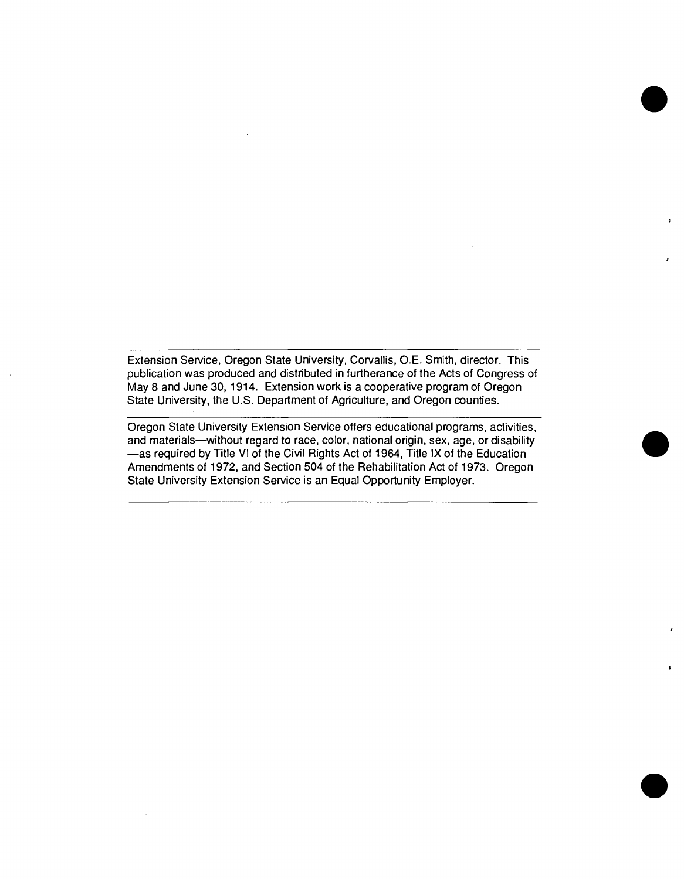---

Extension Service, Oregon State University, Corvallis, O.E. Smith, director. This publication was produced and distributed in furtherance of the Acts of Congress of May 8 and June 30, 1914. Extension work is a cooperative program of Oregon State University, the U.S. Department of Agriculture, and Oregon counties.

---

Oregon State University Extension Service offers educational programs, activities, and materials—without regard to race, color, national origin, sex, age, or disability—as required by Title VI of the Civil Rights Act of 1964, Title IX of the Education Amendments of 1972, and Section 504 of the Rehabilitation Act of 1973. Oregon State University Extension Service is an Equal Opportunity Employer.

---